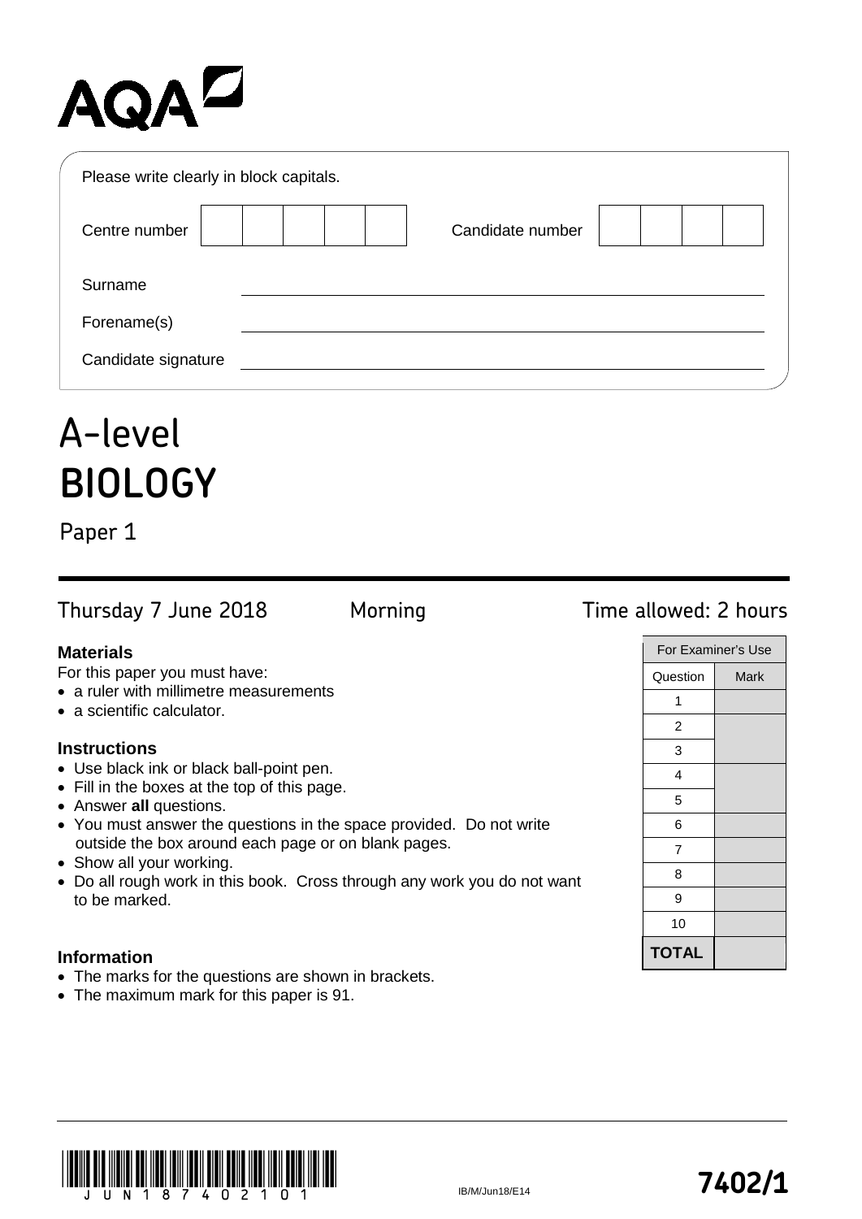AQA

Please write clearly in block capitals.

Centre number | | | | | |  Candidate number | | | | |

Surname ____________________

Forename(s) ____________________

Candidate signature ____________________

# A-level
# BIOLOGY

## Paper 1

Thursday 7 June 2018  Morning  Time allowed: 2 hours

**Materials**

For this paper you must have:
- a ruler with millimetre measurements
- a scientific calculator.

**Instructions**
- Use black ink or black ball-point pen.
- Fill in the boxes at the top of this page.
- Answer **all** questions.
- You must answer the questions in the space provided. Do not write outside the box around each page or on blank pages.
- Show all your working.
- Do all rough work in this book. Cross through any work you do not want to be marked.

**Information**
- The marks for the questions are shown in brackets.
- The maximum mark for this paper is 91.

| For Examiner's Use | |
|---|---|
| Question | Mark |
| 1 | |
| 2 | |
| 3 | |
| 4 | |
| 5 | |
| 6 | |
| 7 | |
| 8 | |
| 9 | |
| 10 | |
| **TOTAL** | |

JUN1874021O1

IB/M/Jun18/E14

**7402/1**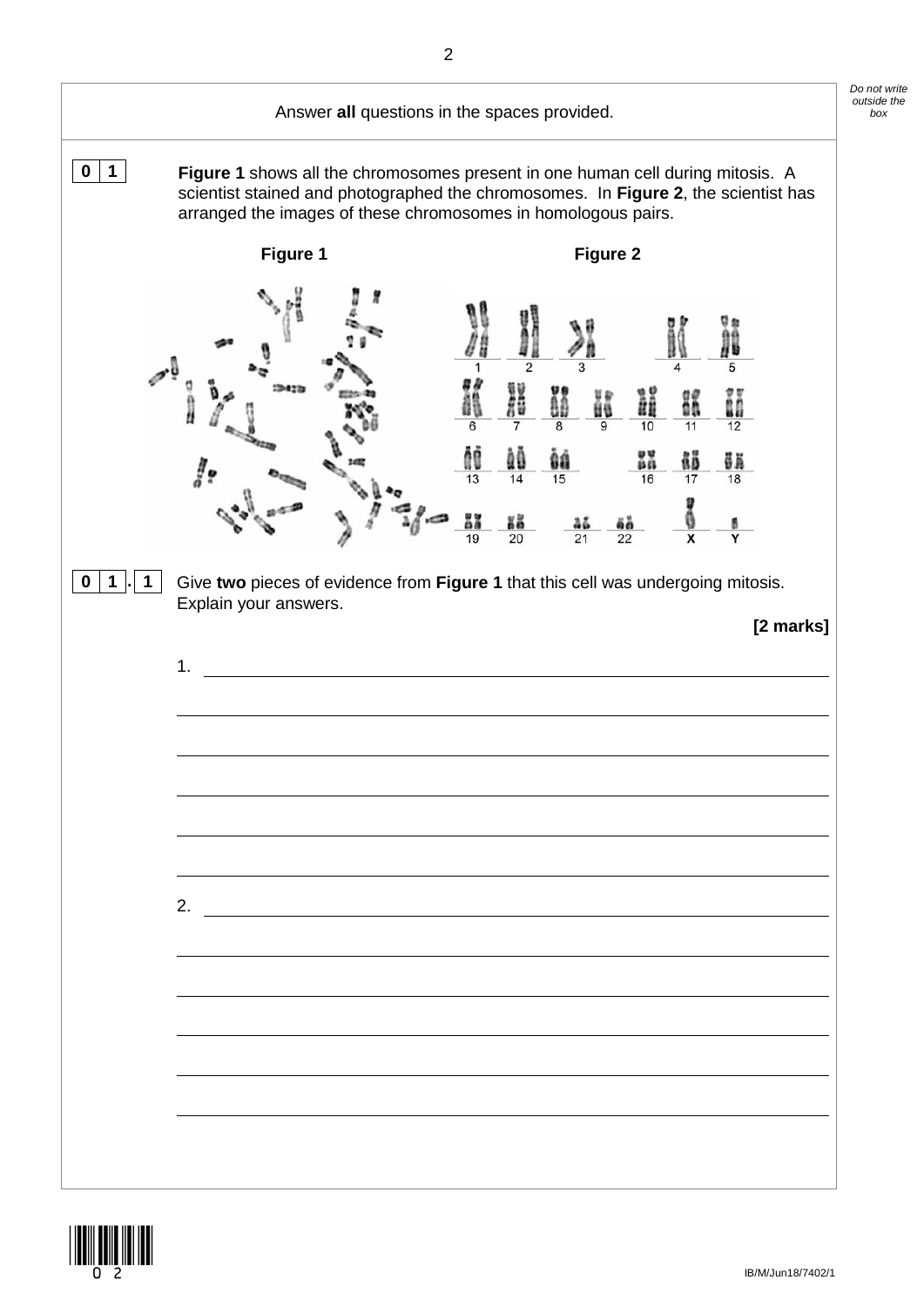Answer **all** questions in the spaces provided.

**0 1** **Figure 1** shows all the chromosomes present in one human cell during mitosis. A scientist stained and photographed the chromosomes. In **Figure 2**, the scientist has arranged the images of these chromosomes in homologous pairs.

**Figure 1** **Figure 2**

1 2 3 4 5
6 7 8 9 10 11 12
13 14 15 16 17 18
19 20 21 22 X Y

**0 1 . 1** Give **two** pieces of evidence from **Figure 1** that this cell was undergoing mitosis. Explain your answers.

**[2 marks]**

1. ____________________________________________________________

____________________________________________________________

____________________________________________________________

____________________________________________________________

____________________________________________________________

____________________________________________________________

2. ____________________________________________________________

____________________________________________________________

____________________________________________________________

____________________________________________________________

____________________________________________________________

____________________________________________________________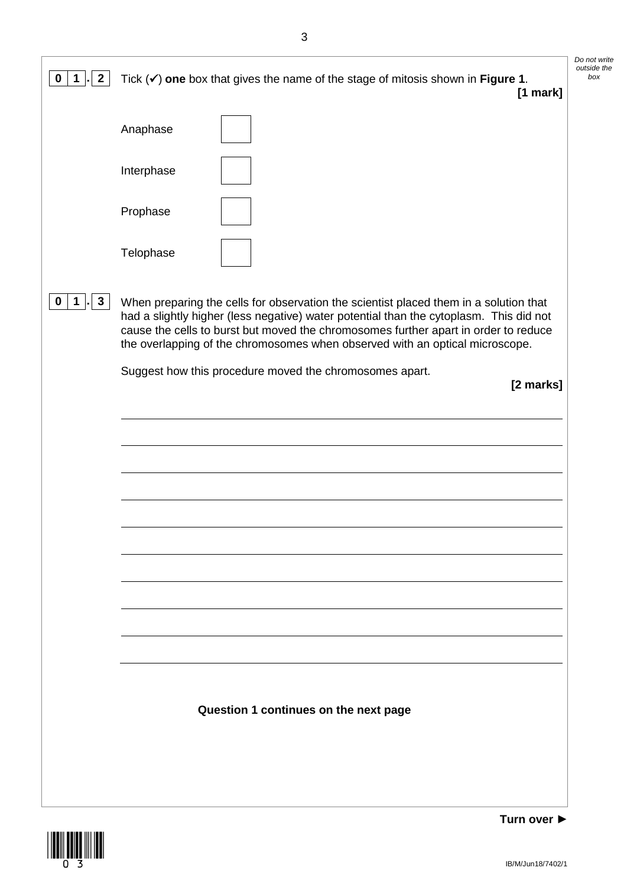**0 1 . 2** Tick (✓) **one** box that gives the name of the stage of mitosis shown in **Figure 1**.

**[1 mark]**

Anaphase ☐

Interphase ☐

Prophase ☐

Telophase ☐

**0 1 . 3** When preparing the cells for observation the scientist placed them in a solution that had a slightly higher (less negative) water potential than the cytoplasm. This did not cause the cells to burst but moved the chromosomes further apart in order to reduce the overlapping of the chromosomes when observed with an optical microscope.

Suggest how this procedure moved the chromosomes apart.

**[2 marks]**

**Question 1 continues on the next page**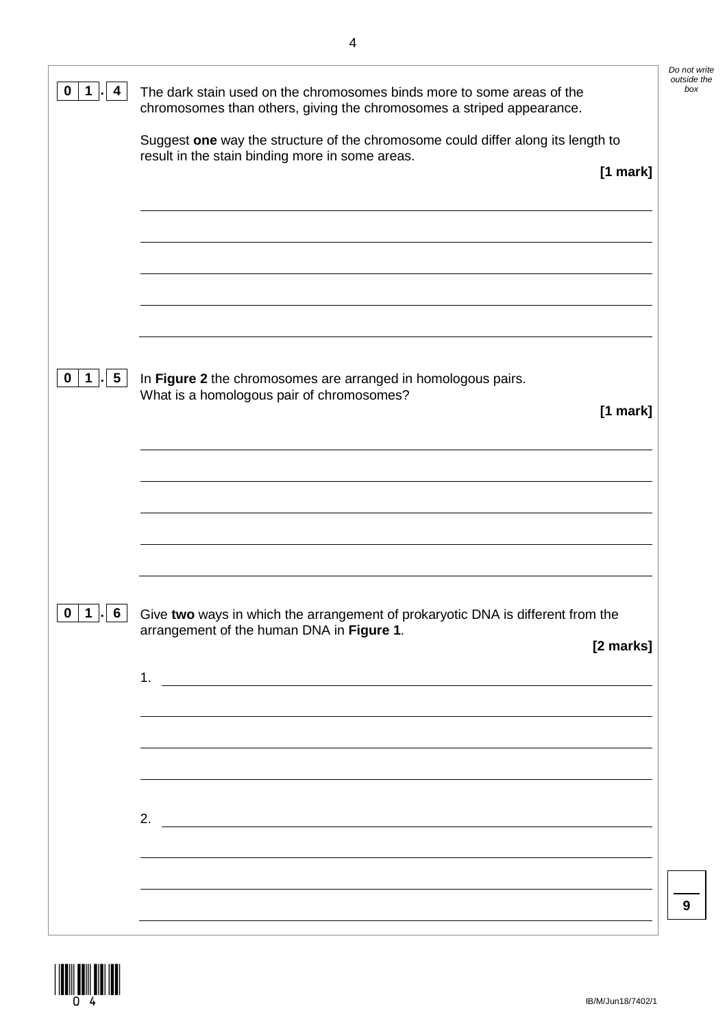**0 1 . 4** The dark stain used on the chromosomes binds more to some areas of the chromosomes than others, giving the chromosomes a striped appearance.

Suggest **one** way the structure of the chromosome could differ along its length to result in the stain binding more in some areas.

**[1 mark]**

**0 1 . 5** In **Figure 2** the chromosomes are arranged in homologous pairs.
What is a homologous pair of chromosomes?

**[1 mark]**

**0 1 . 6** Give **two** ways in which the arrangement of prokaryotic DNA is different from the arrangement of the human DNA in **Figure 1**.

**[2 marks]**

1.

2.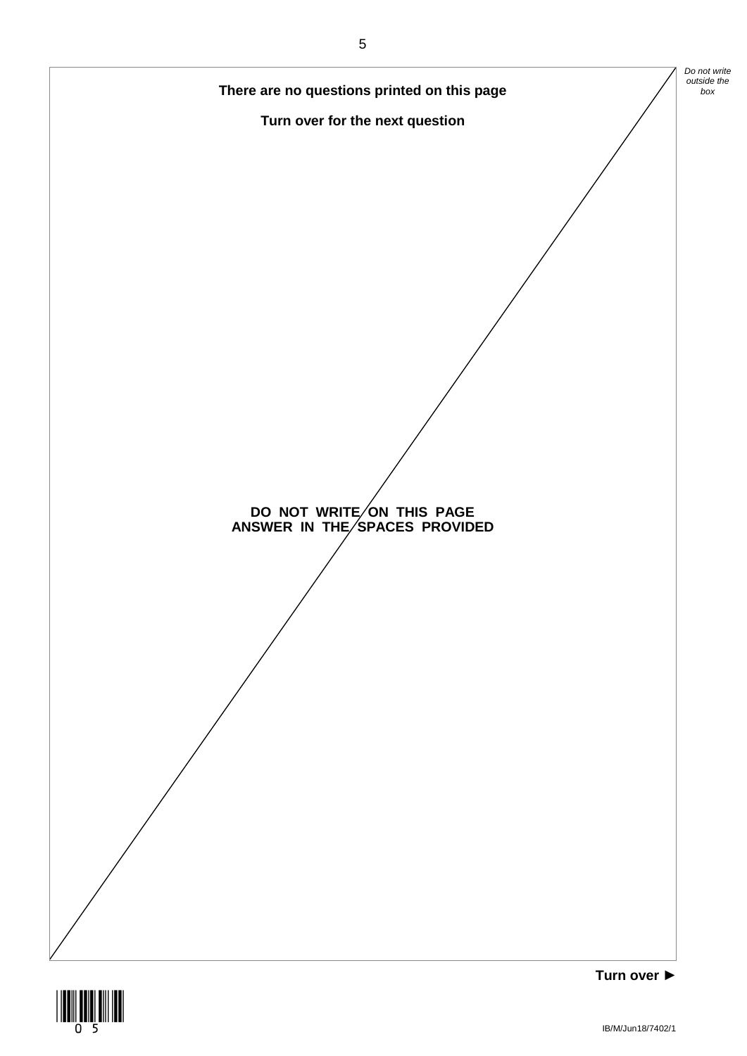**There are no questions printed on this page**

**Turn over for the next question**

**DO NOT WRITE ON THIS PAGE**
**ANSWER IN THE SPACES PROVIDED**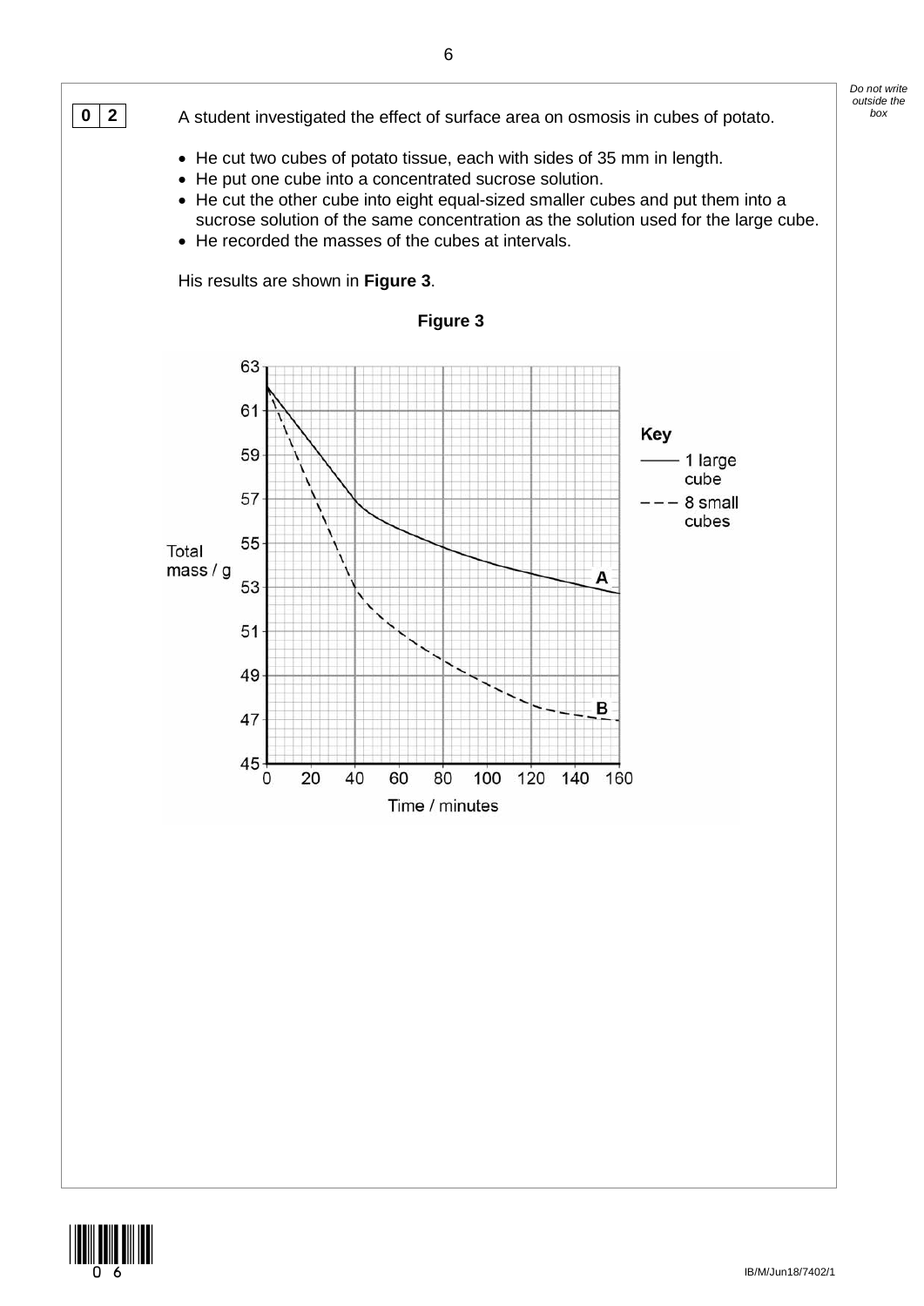**0 2** A student investigated the effect of surface area on osmosis in cubes of potato.

- He cut two cubes of potato tissue, each with sides of 35 mm in length.
- He put one cube into a concentrated sucrose solution.
- He cut the other cube into eight equal-sized smaller cubes and put them into a sucrose solution of the same concentration as the solution used for the large cube.
- He recorded the masses of the cubes at intervals.

His results are shown in **Figure 3**.

**Figure 3**

Key: —— 1 large cube; - - - 8 small cubes

Total mass / g (45 to 63) against Time / minutes (0 to 160)

A: 1 large cube; B: 8 small cubes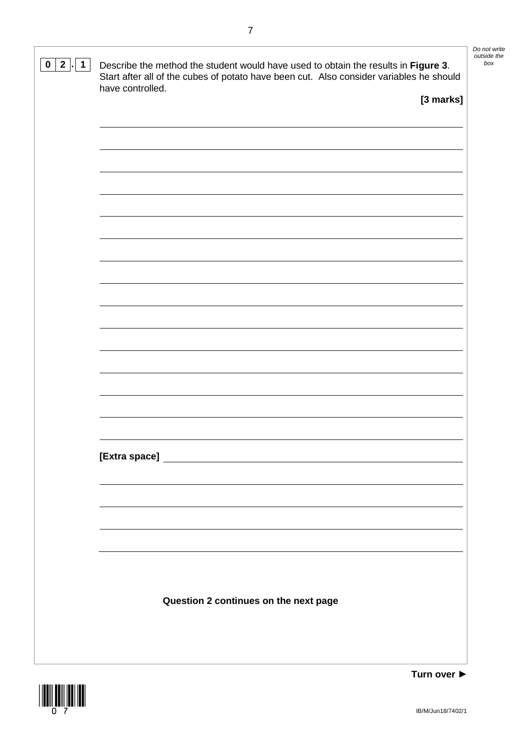**0 2 . 1** Describe the method the student would have used to obtain the results in **Figure 3**. Start after all of the cubes of potato have been cut. Also consider variables he should have controlled.

**[3 marks]**

______________________________________________________________________

______________________________________________________________________

______________________________________________________________________

______________________________________________________________________

______________________________________________________________________

______________________________________________________________________

______________________________________________________________________

______________________________________________________________________

______________________________________________________________________

______________________________________________________________________

______________________________________________________________________

______________________________________________________________________

______________________________________________________________________

______________________________________________________________________

______________________________________________________________________

**[Extra space]** ______________________________________________________

______________________________________________________________________

______________________________________________________________________

______________________________________________________________________

______________________________________________________________________

**Question 2 continues on the next page**

**Turn over ►**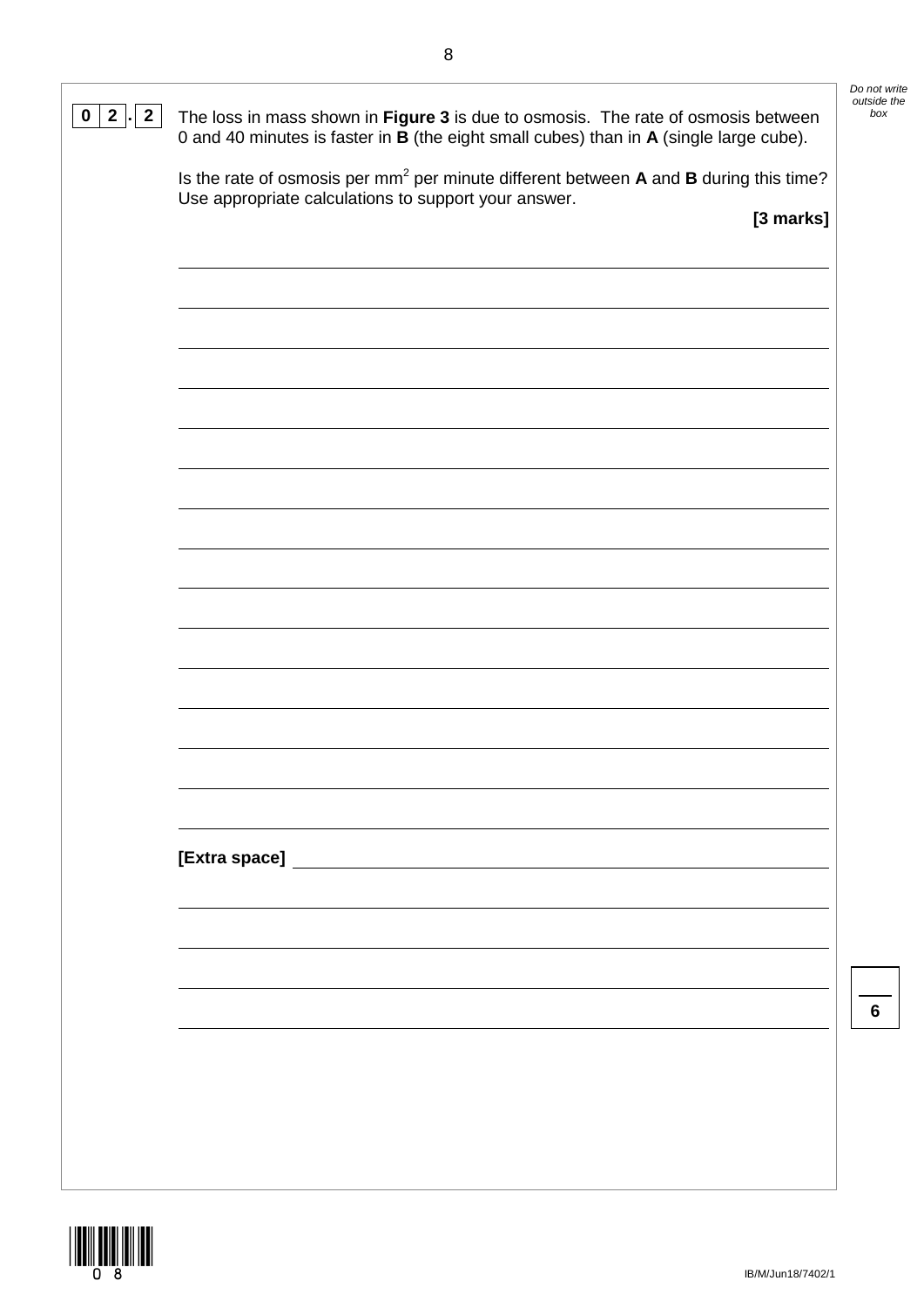**0 2 . 2** The loss in mass shown in **Figure 3** is due to osmosis. The rate of osmosis between 0 and 40 minutes is faster in **B** (the eight small cubes) than in **A** (single large cube).

Is the rate of osmosis per $mm^2$ per minute different between **A** and **B** during this time? Use appropriate calculations to support your answer.

**[3 marks]**

[Extra space]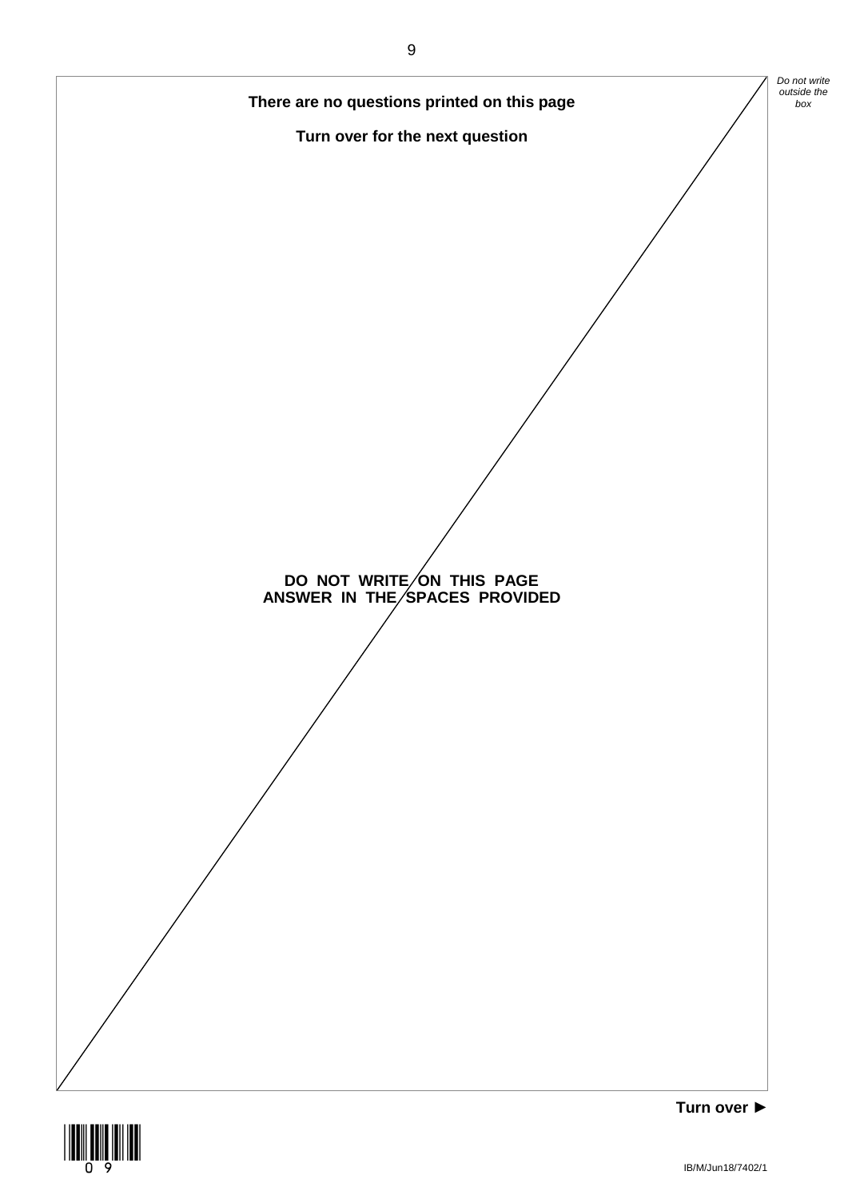**There are no questions printed on this page**

**Turn over for the next question**

**DO NOT WRITE ON THIS PAGE**
**ANSWER IN THE SPACES PROVIDED**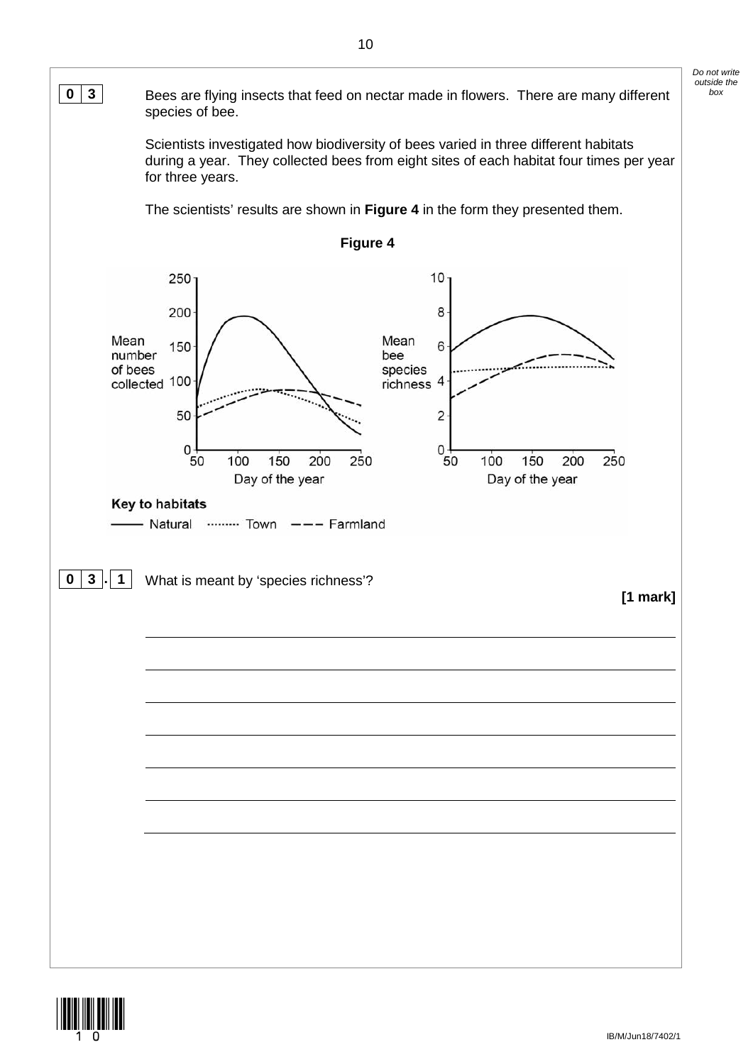**0 3** Bees are flying insects that feed on nectar made in flowers. There are many different species of bee.

Scientists investigated how biodiversity of bees varied in three different habitats during a year. They collected bees from eight sites of each habitat four times per year for three years.

The scientists' results are shown in **Figure 4** in the form they presented them.

**Figure 4**

Key to habitats

—— Natural ········ Town — — — Farmland

**0 3 . 1** What is meant by 'species richness'?

**[1 mark]**

_______________________________________________________________________

_______________________________________________________________________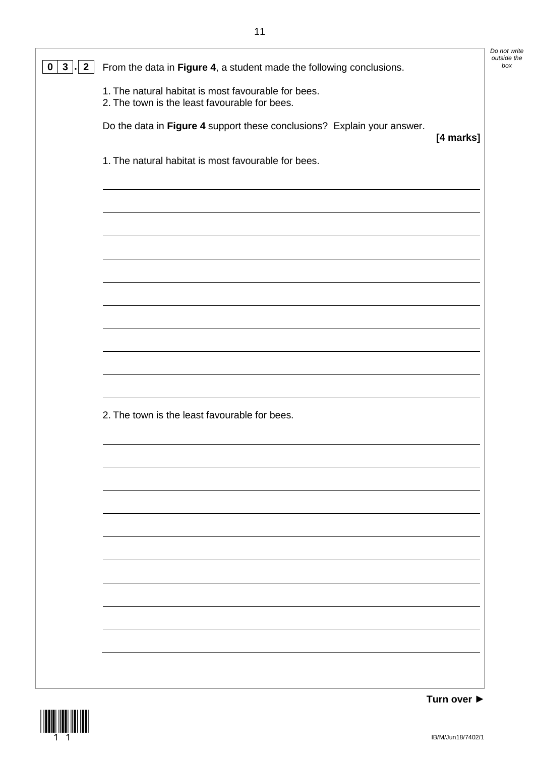**0 3 . 2** From the data in **Figure 4**, a student made the following conclusions.

1. The natural habitat is most favourable for bees.
2. The town is the least favourable for bees.

Do the data in **Figure 4** support these conclusions? Explain your answer.

**[4 marks]**

1. The natural habitat is most favourable for bees.

_______________________________________________________________________

_______________________________________________________________________

_______________________________________________________________________

_______________________________________________________________________

_______________________________________________________________________

_______________________________________________________________________

_______________________________________________________________________

_______________________________________________________________________

_______________________________________________________________________

2. The town is the least favourable for bees.

_______________________________________________________________________

_______________________________________________________________________

_______________________________________________________________________

_______________________________________________________________________

_______________________________________________________________________

_______________________________________________________________________

_______________________________________________________________________

_______________________________________________________________________

_______________________________________________________________________

**Turn over ►**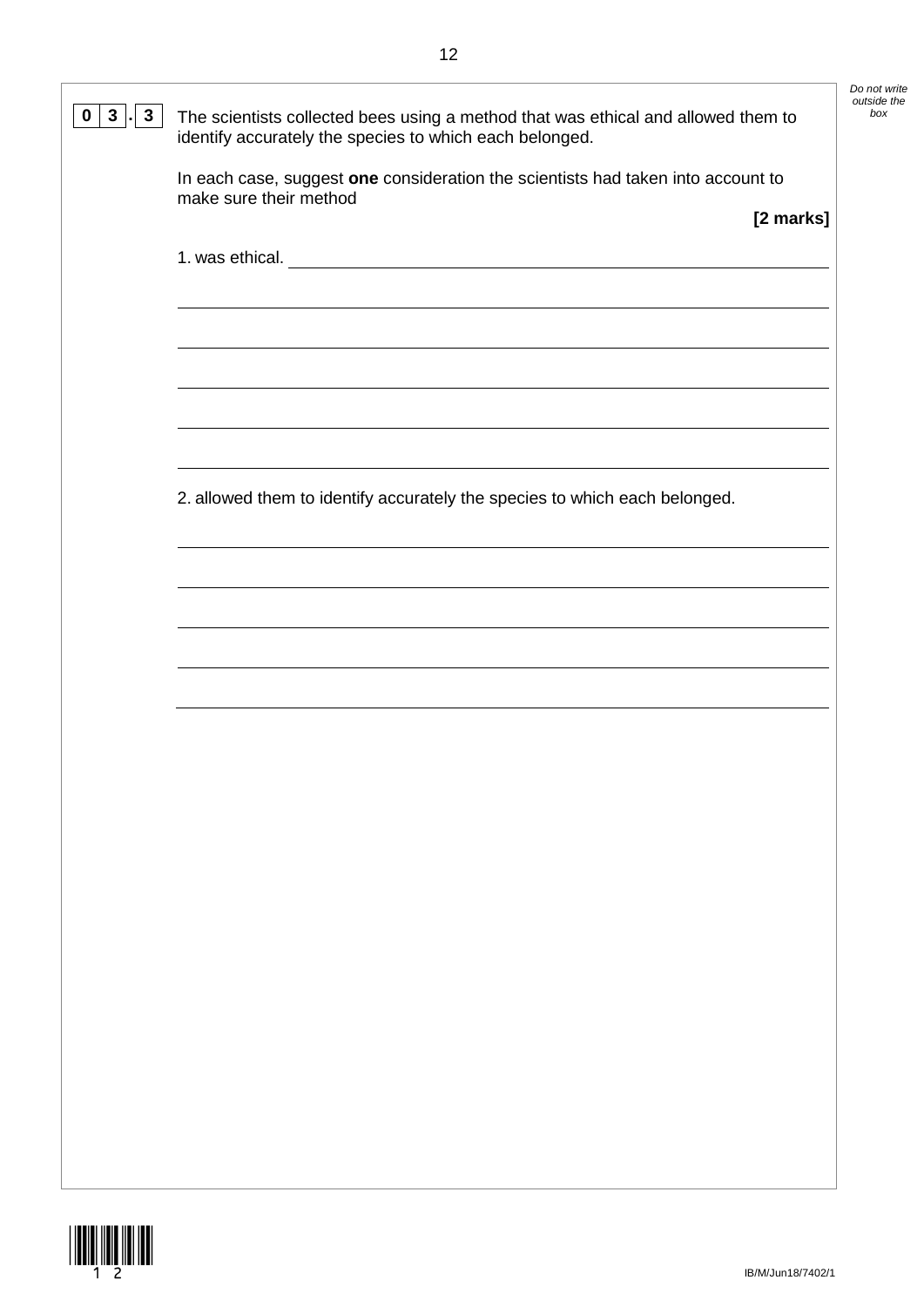**0 3 . 3** The scientists collected bees using a method that was ethical and allowed them to identify accurately the species to which each belonged.

In each case, suggest **one** consideration the scientists had taken into account to make sure their method

**[2 marks]**

1. was ethical. ____________________________________________

____________________________________________

____________________________________________

____________________________________________

____________________________________________

____________________________________________

2. allowed them to identify accurately the species to which each belonged.

____________________________________________

____________________________________________

____________________________________________

____________________________________________

____________________________________________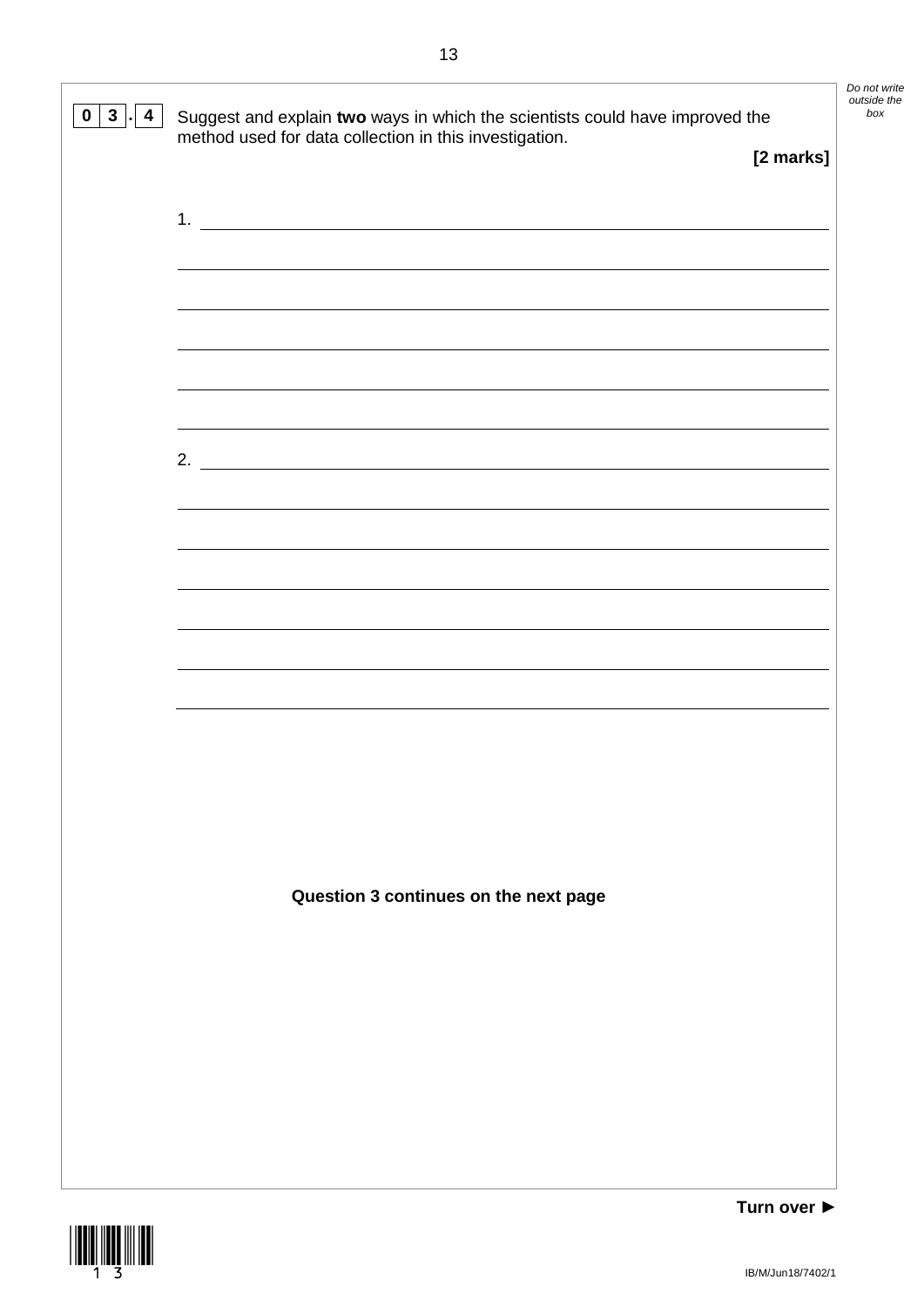**0 3 . 4** Suggest and explain **two** ways in which the scientists could have improved the method used for data collection in this investigation.

**[2 marks]**

1. ____________________________________________________________________

____________________________________________________________________

____________________________________________________________________

____________________________________________________________________

____________________________________________________________________

____________________________________________________________________

2. ____________________________________________________________________

____________________________________________________________________

____________________________________________________________________

____________________________________________________________________

____________________________________________________________________

____________________________________________________________________

____________________________________________________________________

**Question 3 continues on the next page**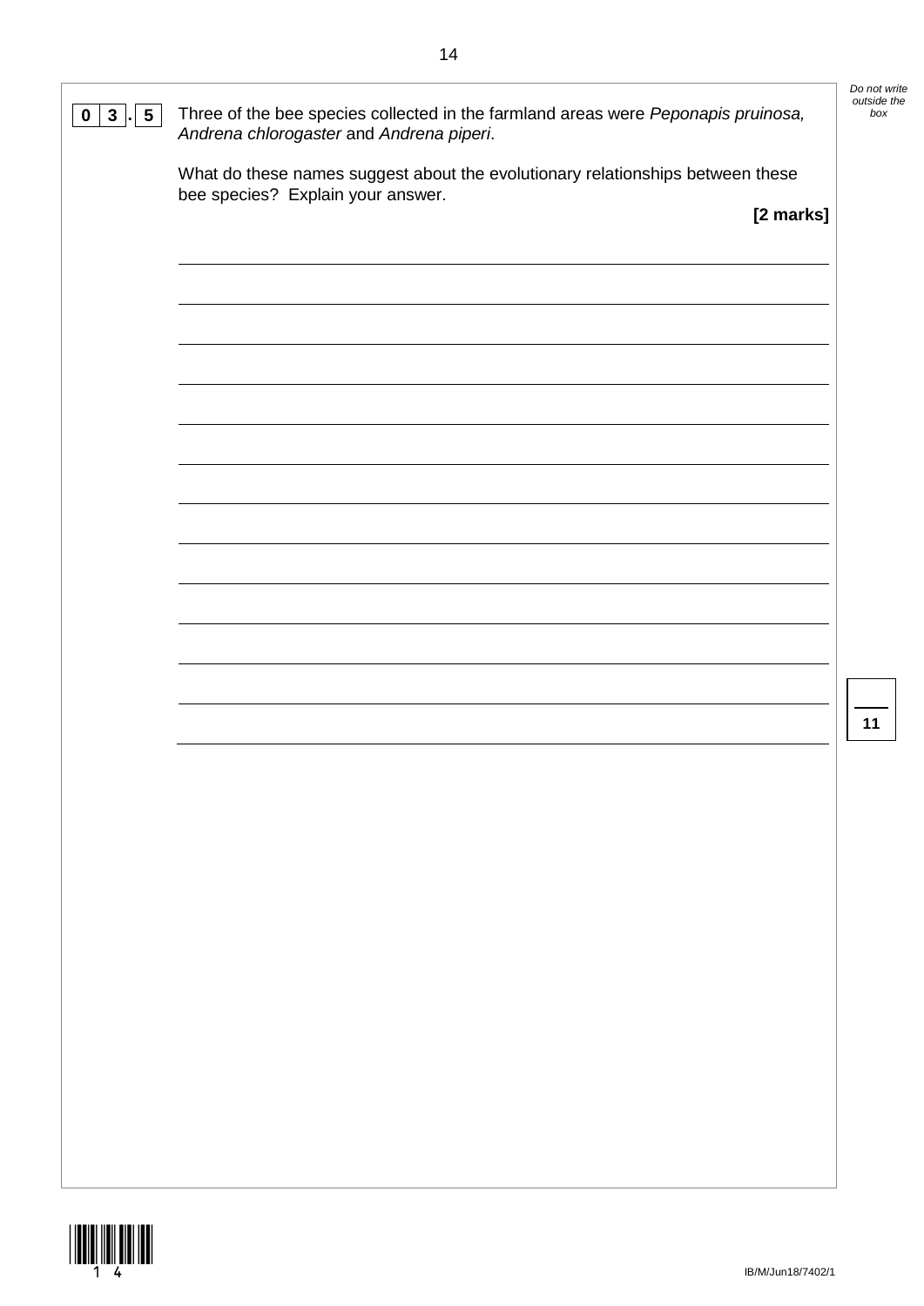**0 3 . 5** Three of the bee species collected in the farmland areas were *Peponapis pruinosa, Andrena chlorogaster* and *Andrena piperi*.

What do these names suggest about the evolutionary relationships between these bee species? Explain your answer.

**[2 marks]**

___________________________________________________________________________

___________________________________________________________________________

___________________________________________________________________________

___________________________________________________________________________

___________________________________________________________________________

___________________________________________________________________________

___________________________________________________________________________

___________________________________________________________________________

___________________________________________________________________________

___________________________________________________________________________

___________________________________________________________________________

___________________________________________________________________________

___________________________________________________________________________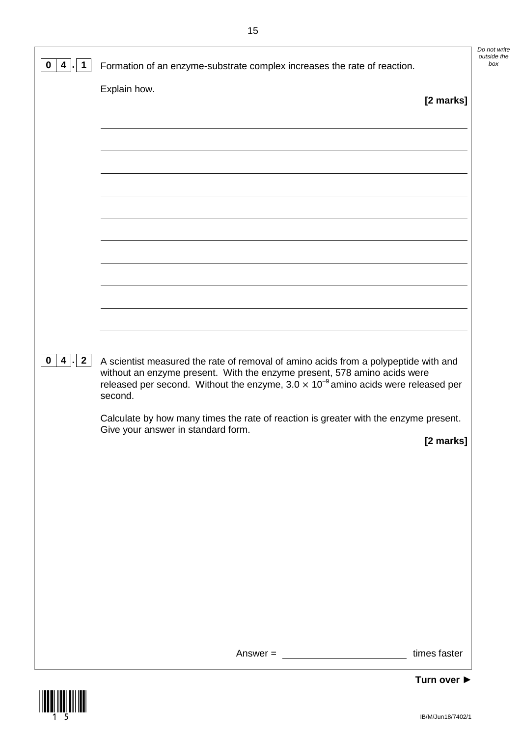**0 4 . 1** Formation of an enzyme-substrate complex increases the rate of reaction.

Explain how.

**[2 marks]**

**0 4 . 2** A scientist measured the rate of removal of amino acids from a polypeptide with and without an enzyme present. With the enzyme present, 578 amino acids were released per second. Without the enzyme, $3.0 \times 10^{-9}$ amino acids were released per second.

Calculate by how many times the rate of reaction is greater with the enzyme present. Give your answer in standard form.

**[2 marks]**

Answer = ____________________ times faster

**Turn over ►**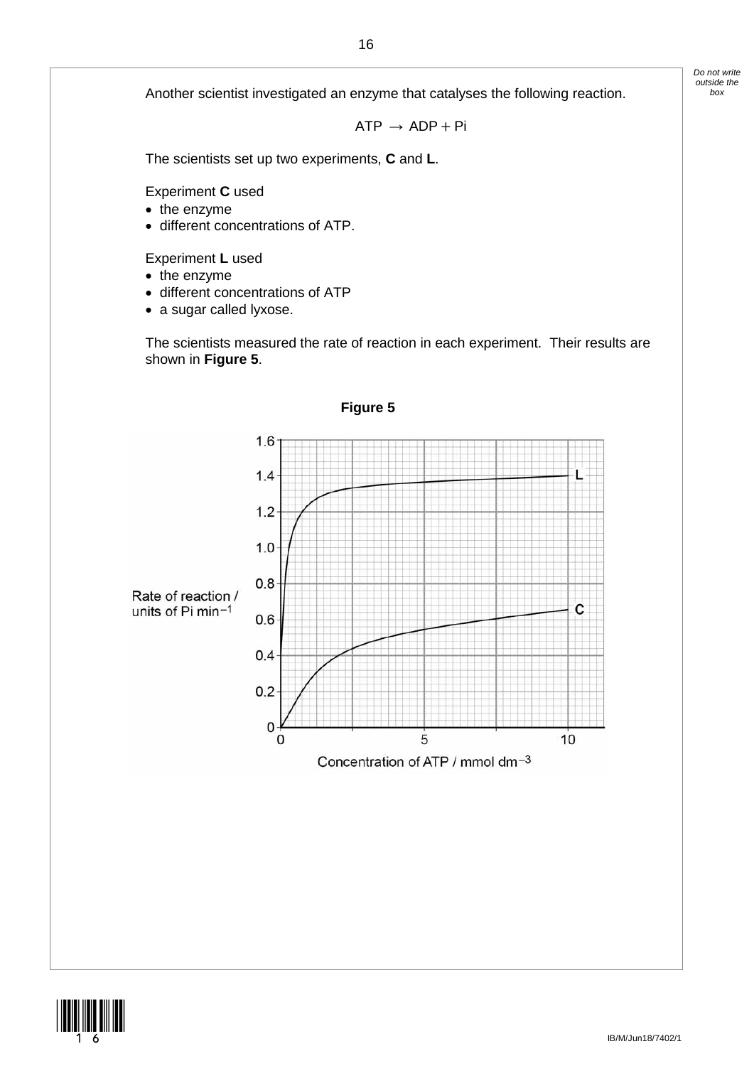Another scientist investigated an enzyme that catalyses the following reaction.

$$ATP \rightarrow ADP + Pi$$

The scientists set up two experiments, **C** and **L**.

Experiment **C** used

- the enzyme
- different concentrations of ATP.

Experiment **L** used

- the enzyme
- different concentrations of ATP
- a sugar called lyxose.

The scientists measured the rate of reaction in each experiment. Their results are shown in **Figure 5**.

**Figure 5**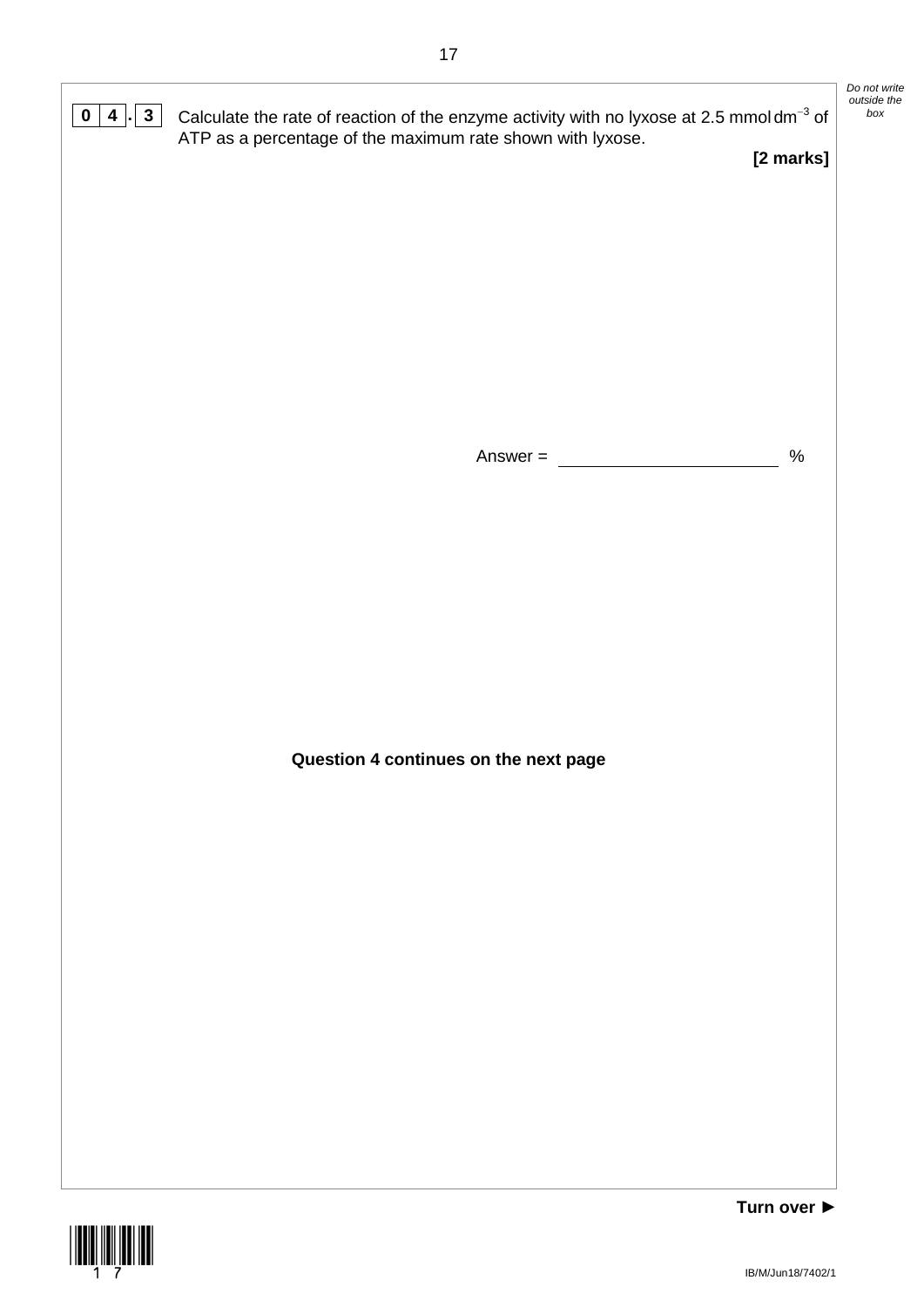**0 4 . 3** Calculate the rate of reaction of the enzyme activity with no lyxose at 2.5 mmol $dm^{-3}$ of ATP as a percentage of the maximum rate shown with lyxose.

**[2 marks]**

Answer = ______________________ %

**Question 4 continues on the next page**

**Turn over ►**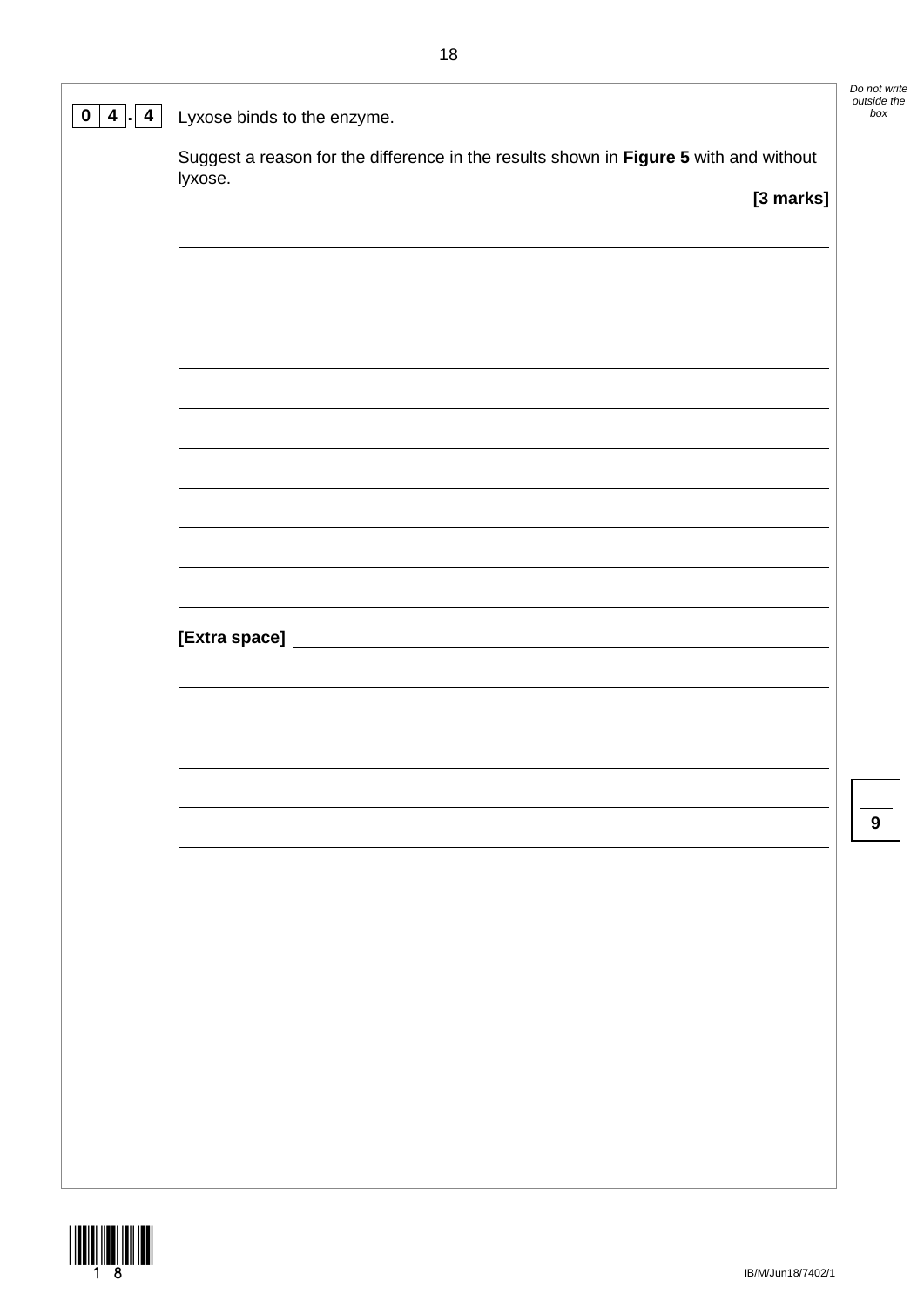**0 4 . 4** Lyxose binds to the enzyme.

Suggest a reason for the difference in the results shown in **Figure 5** with and without lyxose.

**[3 marks]**

[Extra space]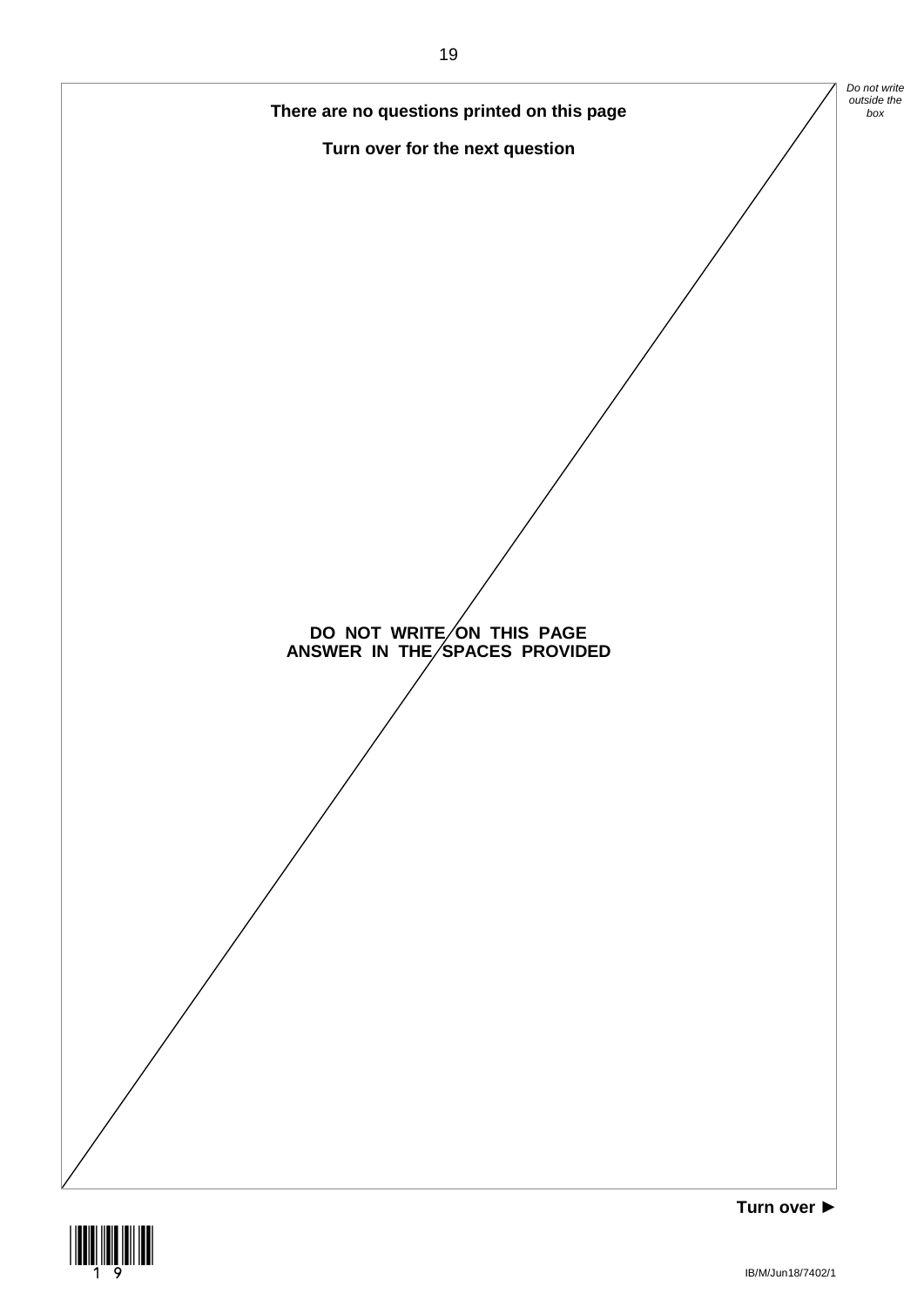**There are no questions printed on this page**

**Turn over for the next question**

**DO NOT WRITE ON THIS PAGE**
**ANSWER IN THE SPACES PROVIDED**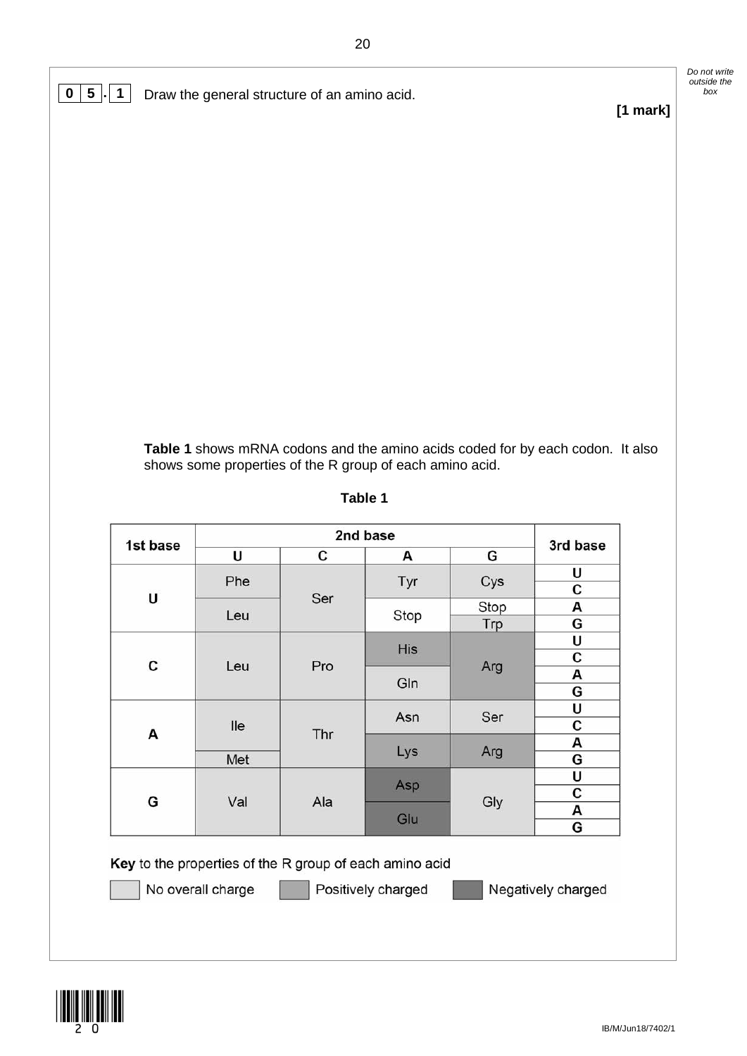**0 5 . 1** Draw the general structure of an amino acid.

**[1 mark]**

**Table 1** shows mRNA codons and the amino acids coded for by each codon. It also shows some properties of the R group of each amino acid.

**Table 1**

| 1st base | 2nd base U | 2nd base C | 2nd base A | 2nd base G | 3rd base |
|---|---|---|---|---|---|
| U | Phe | Ser | Tyr | Cys | U |
| U | Phe | Ser | Tyr | Cys | C |
| U | Leu | Ser | Stop | Stop | A |
| U | Leu | Ser | Stop | Trp | G |
| C | Leu | Pro | His | Arg | U |
| C | Leu | Pro | His | Arg | C |
| C | Leu | Pro | Gln | Arg | A |
| C | Leu | Pro | Gln | Arg | G |
| A | Ile | Thr | Asn | Ser | U |
| A | Ile | Thr | Asn | Ser | C |
| A | Ile | Thr | Lys | Arg | A |
| A | Met | Thr | Lys | Arg | G |
| G | Val | Ala | Asp | Gly | U |
| G | Val | Ala | Asp | Gly | C |
| G | Val | Ala | Glu | Gly | A |
| G | Val | Ala | Glu | Gly | G |

**Key** to the properties of the R group of each amino acid

No overall charge: Phe, Leu, Ile, Met, Val, Ser, Pro, Thr, Ala, Tyr, Gln, Asn, Cys, Trp, Gly

Positively charged: His, Lys, Arg

Negatively charged: Asp, Glu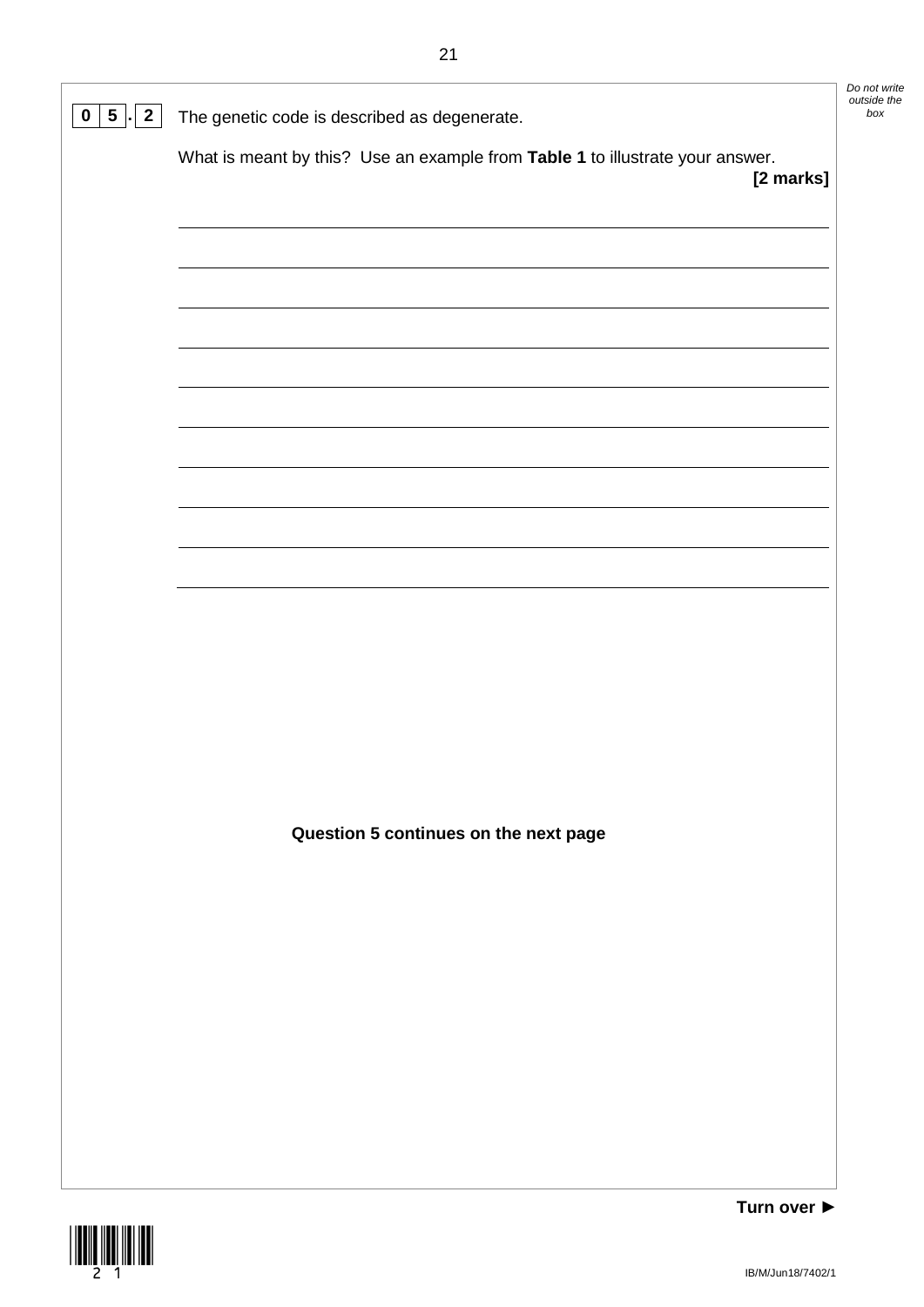**0 5 . 2** The genetic code is described as degenerate.

What is meant by this? Use an example from **Table 1** to illustrate your answer.

**[2 marks]**

**Question 5 continues on the next page**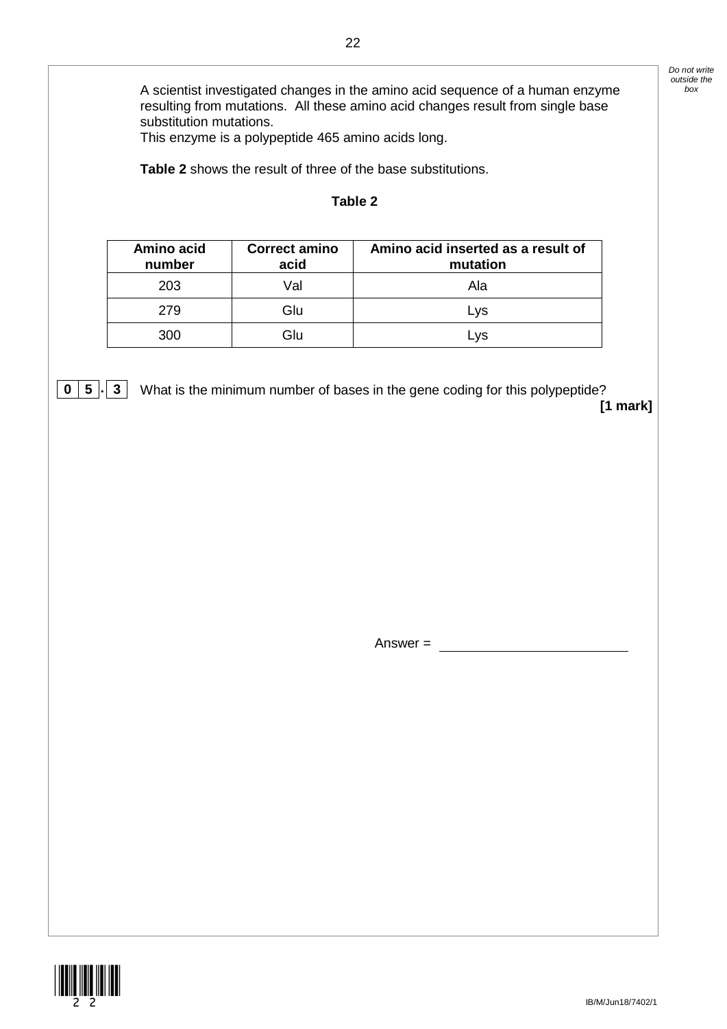A scientist investigated changes in the amino acid sequence of a human enzyme resulting from mutations. All these amino acid changes result from single base substitution mutations.
This enzyme is a polypeptide 465 amino acids long.

**Table 2** shows the result of three of the base substitutions.

**Table 2**

| Amino acid number | Correct amino acid | Amino acid inserted as a result of mutation |
|---|---|---|
| 203 | Val | Ala |
| 279 | Glu | Lys |
| 300 | Glu | Lys |

**0 5 . 3** What is the minimum number of bases in the gene coding for this polypeptide?

**[1 mark]**

Answer = ____________________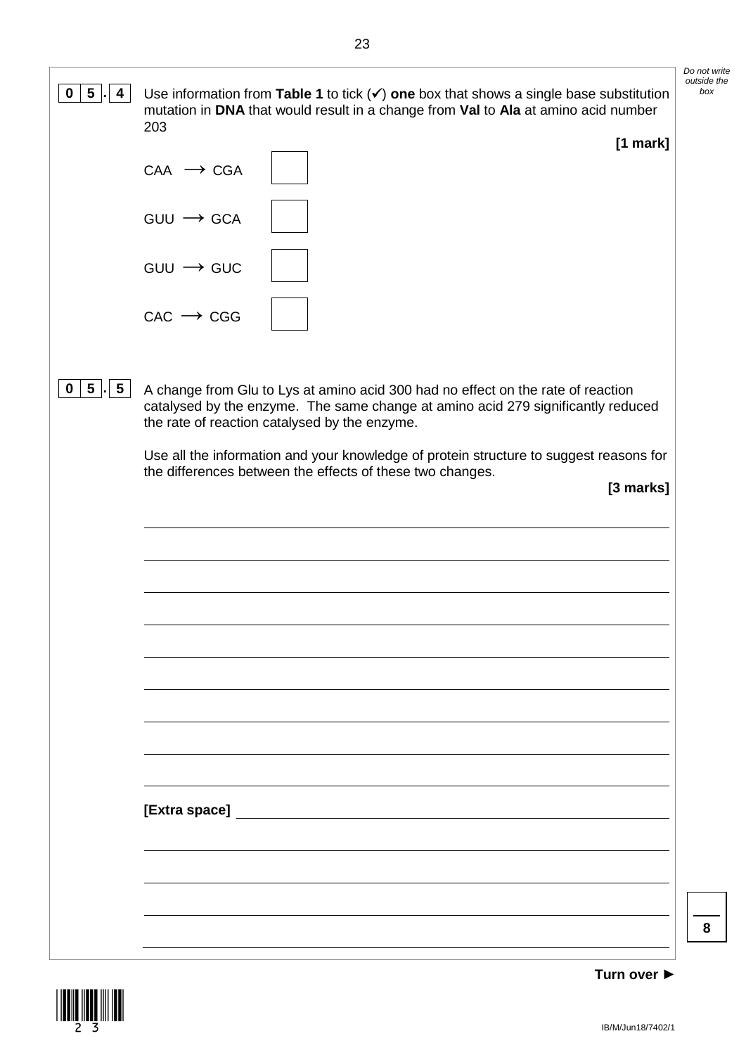**0 5 . 4** Use information from **Table 1** to tick (✓) **one** box that shows a single base substitution mutation in **DNA** that would result in a change from **Val** to **Ala** at amino acid number 203

**[1 mark]**

- CAA → CGA ☐
- GUU → GCA ☐
- GUU → GUC ☐
- CAC → CGG ☐

**0 5 . 5** A change from Glu to Lys at amino acid 300 had no effect on the rate of reaction catalysed by the enzyme. The same change at amino acid 279 significantly reduced the rate of reaction catalysed by the enzyme.

Use all the information and your knowledge of protein structure to suggest reasons for the differences between the effects of these two changes.

**[3 marks]**

____________________________________________________________

____________________________________________________________

____________________________________________________________

____________________________________________________________

____________________________________________________________

____________________________________________________________

____________________________________________________________

____________________________________________________________

____________________________________________________________

**[Extra space]** ______________________________________________

____________________________________________________________

____________________________________________________________

____________________________________________________________

____________________________________________________________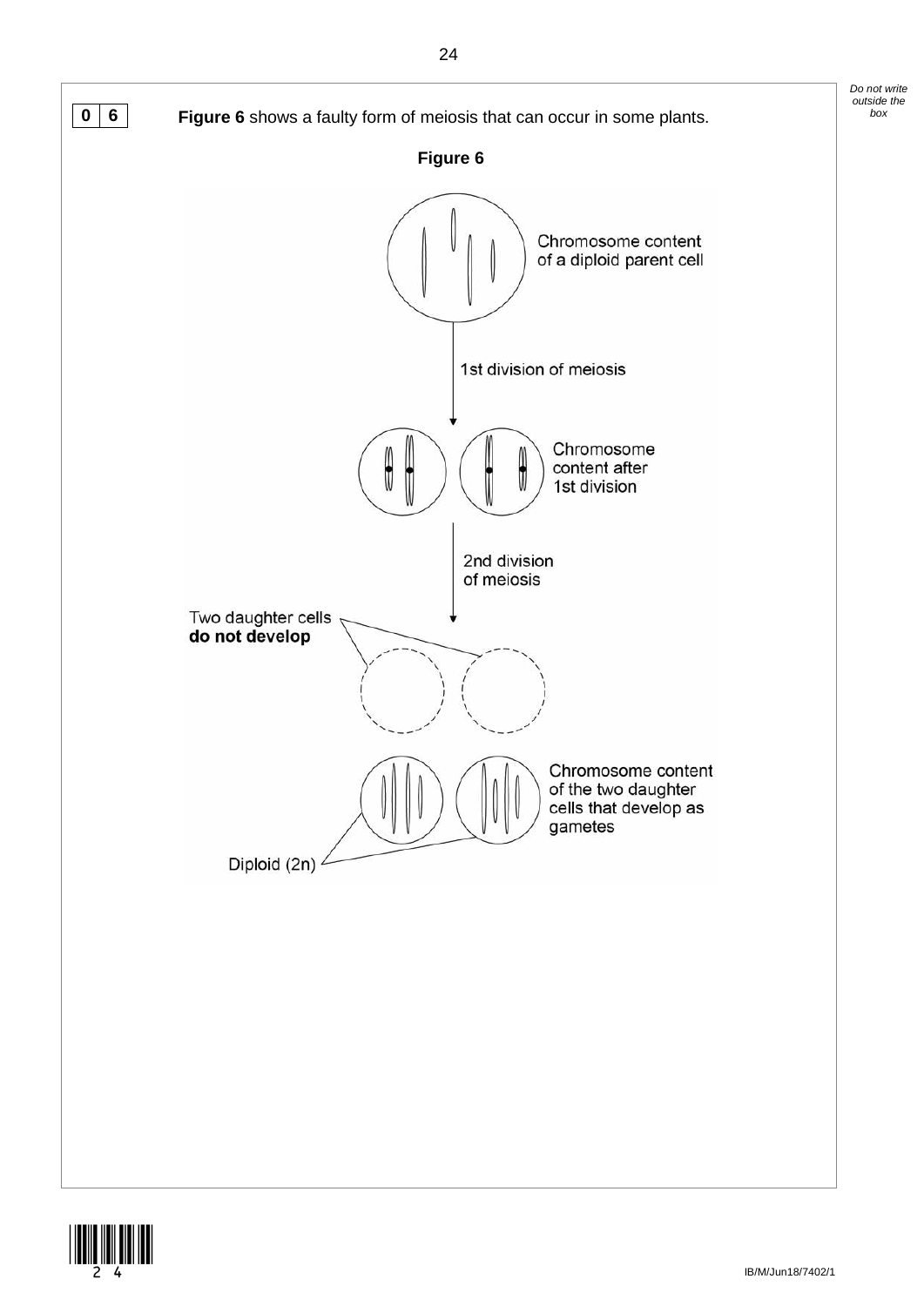**0 6** **Figure 6** shows a faulty form of meiosis that can occur in some plants.

**Figure 6**

Chromosome content of a diploid parent cell

1st division of meiosis

Chromosome content after 1st division

2nd division of meiosis

Two daughter cells **do not develop**

Chromosome content of the two daughter cells that develop as gametes

Diploid (2n)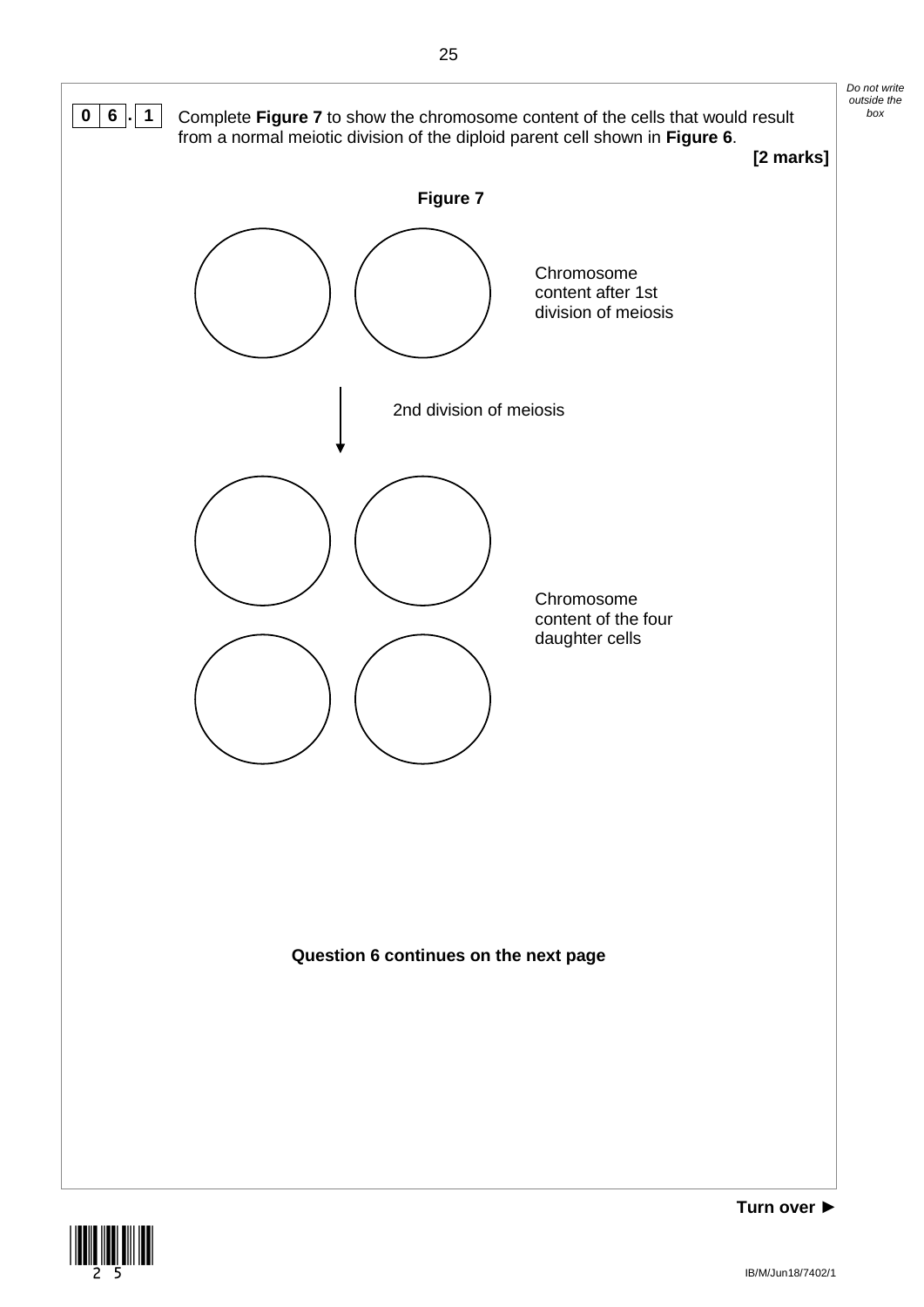**0 6 . 1** Complete **Figure 7** to show the chromosome content of the cells that would result from a normal meiotic division of the diploid parent cell shown in **Figure 6**.

**[2 marks]**

**Figure 7**

Chromosome content after 1st division of meiosis

2nd division of meiosis

Chromosome content of the four daughter cells

**Question 6 continues on the next page**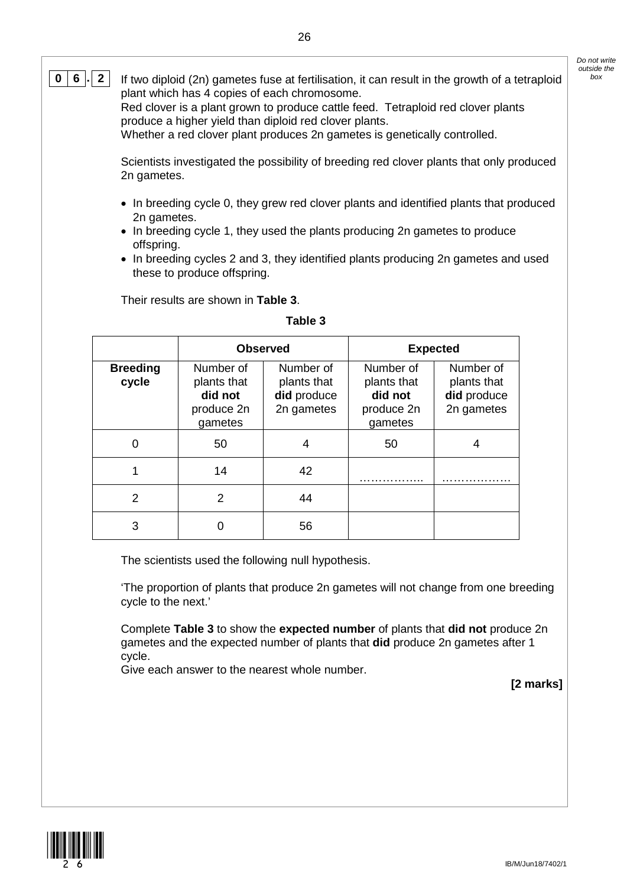**0 6 . 2** If two diploid (2n) gametes fuse at fertilisation, it can result in the growth of a tetraploid plant which has 4 copies of each chromosome.
Red clover is a plant grown to produce cattle feed. Tetraploid red clover plants produce a higher yield than diploid red clover plants.
Whether a red clover plant produces 2n gametes is genetically controlled.

Scientists investigated the possibility of breeding red clover plants that only produced 2n gametes.

- In breeding cycle 0, they grew red clover plants and identified plants that produced 2n gametes.
- In breeding cycle 1, they used the plants producing 2n gametes to produce offspring.
- In breeding cycles 2 and 3, they identified plants producing 2n gametes and used these to produce offspring.

Their results are shown in **Table 3**.

**Table 3**

| | **Observed** | | **Expected** | |
|---|---|---|---|---|
| **Breeding cycle** | Number of plants that **did not** produce 2n gametes | Number of plants that **did** produce 2n gametes | Number of plants that **did not** produce 2n gametes | Number of plants that **did** produce 2n gametes |
| 0 | 50 | 4 | 50 | 4 |
| 1 | 14 | 42 | …………….. | ……………… |
| 2 | 2 | 44 | | |
| 3 | 0 | 56 | | |

The scientists used the following null hypothesis.

'The proportion of plants that produce 2n gametes will not change from one breeding cycle to the next.'

Complete **Table 3** to show the **expected number** of plants that **did not** produce 2n gametes and the expected number of plants that **did** produce 2n gametes after 1 cycle.
Give each answer to the nearest whole number.

**[2 marks]**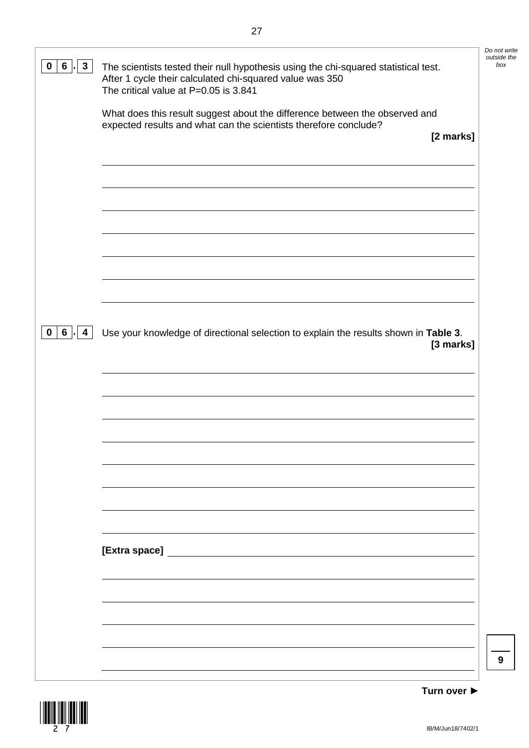**0 6 . 3** The scientists tested their null hypothesis using the chi-squared statistical test. After 1 cycle their calculated chi-squared value was 350
The critical value at P=0.05 is 3.841

What does this result suggest about the difference between the observed and expected results and what can the scientists therefore conclude?

**[2 marks]**

**0 6 . 4** Use your knowledge of directional selection to explain the results shown in **Table 3**.

**[3 marks]**

**[Extra space]**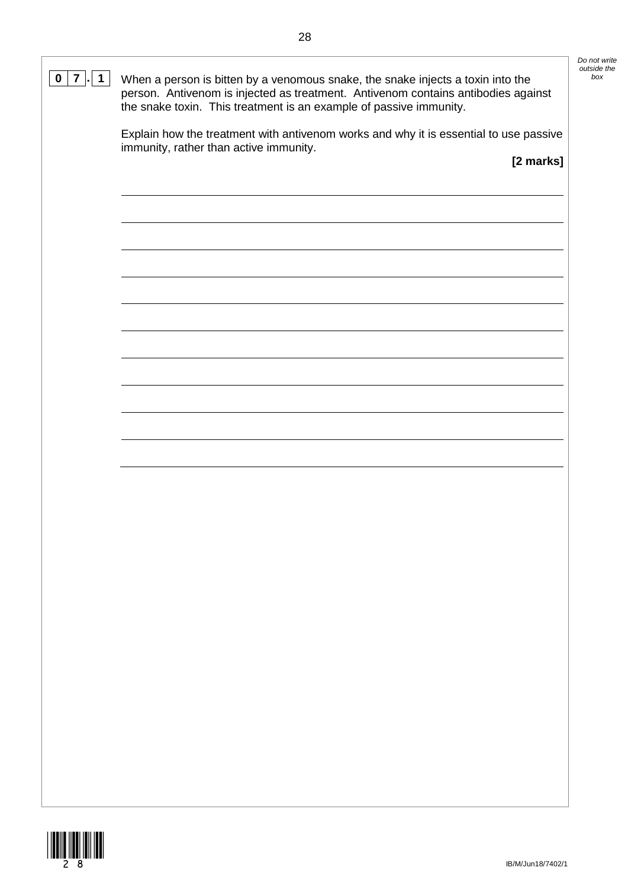**0 7 . 1** When a person is bitten by a venomous snake, the snake injects a toxin into the person. Antivenom is injected as treatment. Antivenom contains antibodies against the snake toxin. This treatment is an example of passive immunity.

Explain how the treatment with antivenom works and why it is essential to use passive immunity, rather than active immunity.

**[2 marks]**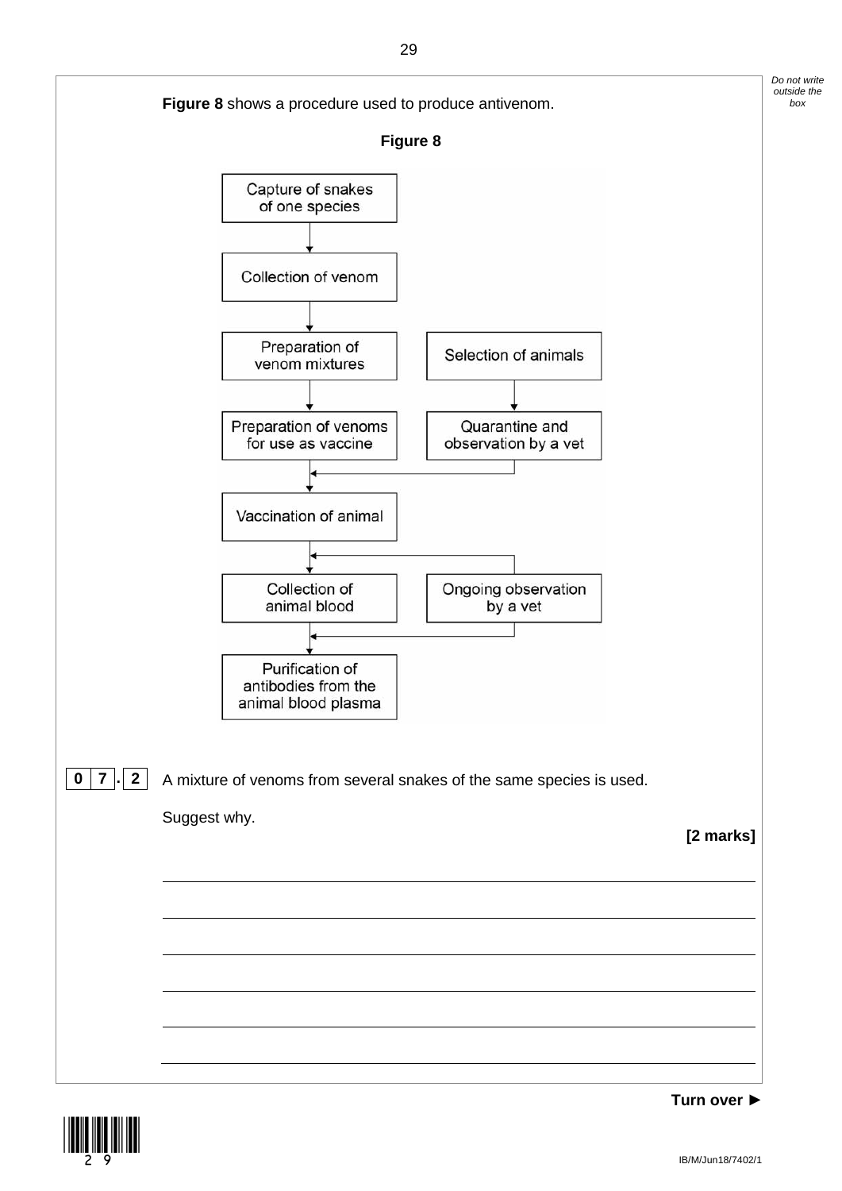**Figure 8** shows a procedure used to produce antivenom.

**Figure 8**

Capture of snakes of one species → Collection of venom → Preparation of venom mixtures → Preparation of venoms for use as vaccine → Vaccination of animal → Collection of animal blood → Purification of antibodies from the animal blood plasma

Selection of animals → Quarantine and observation by a vet → Vaccination of animal

Ongoing observation by a vet → Collection of animal blood; Ongoing observation by a vet → Purification of antibodies from the animal blood plasma

**0 7 . 2** A mixture of venoms from several snakes of the same species is used.

Suggest why.

**[2 marks]**

_______________________________________________________________

_______________________________________________________________

_______________________________________________________________

_______________________________________________________________

_______________________________________________________________

_______________________________________________________________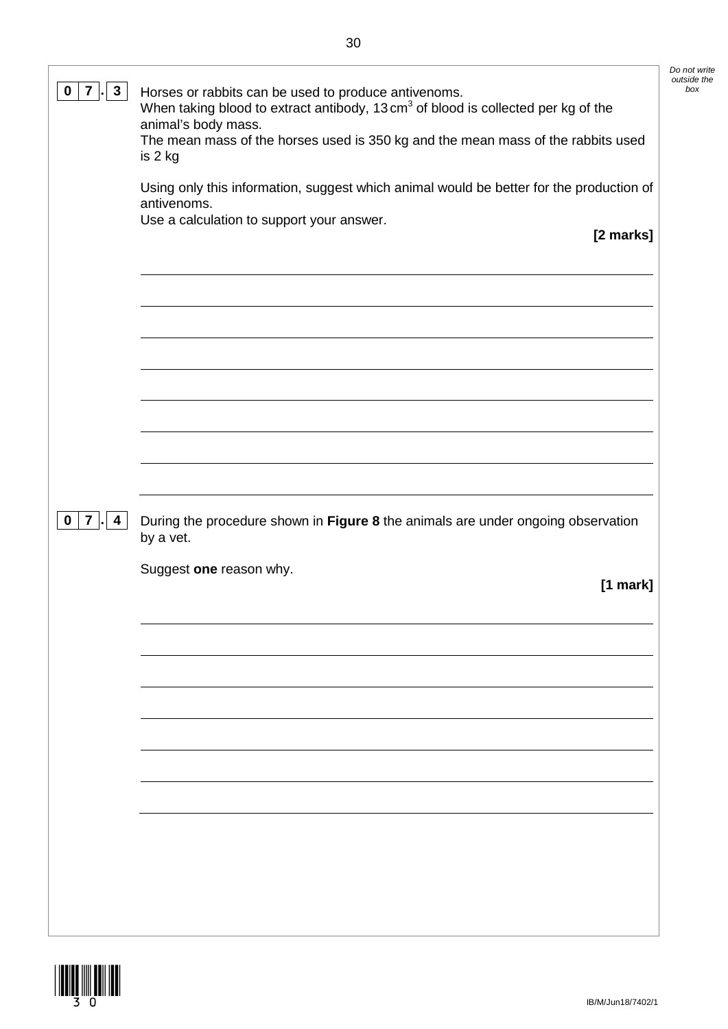**0 7 . 3** Horses or rabbits can be used to produce antivenoms.
When taking blood to extract antibody, 13 $cm^3$ of blood is collected per kg of the animal's body mass.
The mean mass of the horses used is 350 kg and the mean mass of the rabbits used is 2 kg

Using only this information, suggest which animal would be better for the production of antivenoms.
Use a calculation to support your answer.

**[2 marks]**

**0 7 . 4** During the procedure shown in **Figure 8** the animals are under ongoing observation by a vet.

Suggest **one** reason why.

**[1 mark]**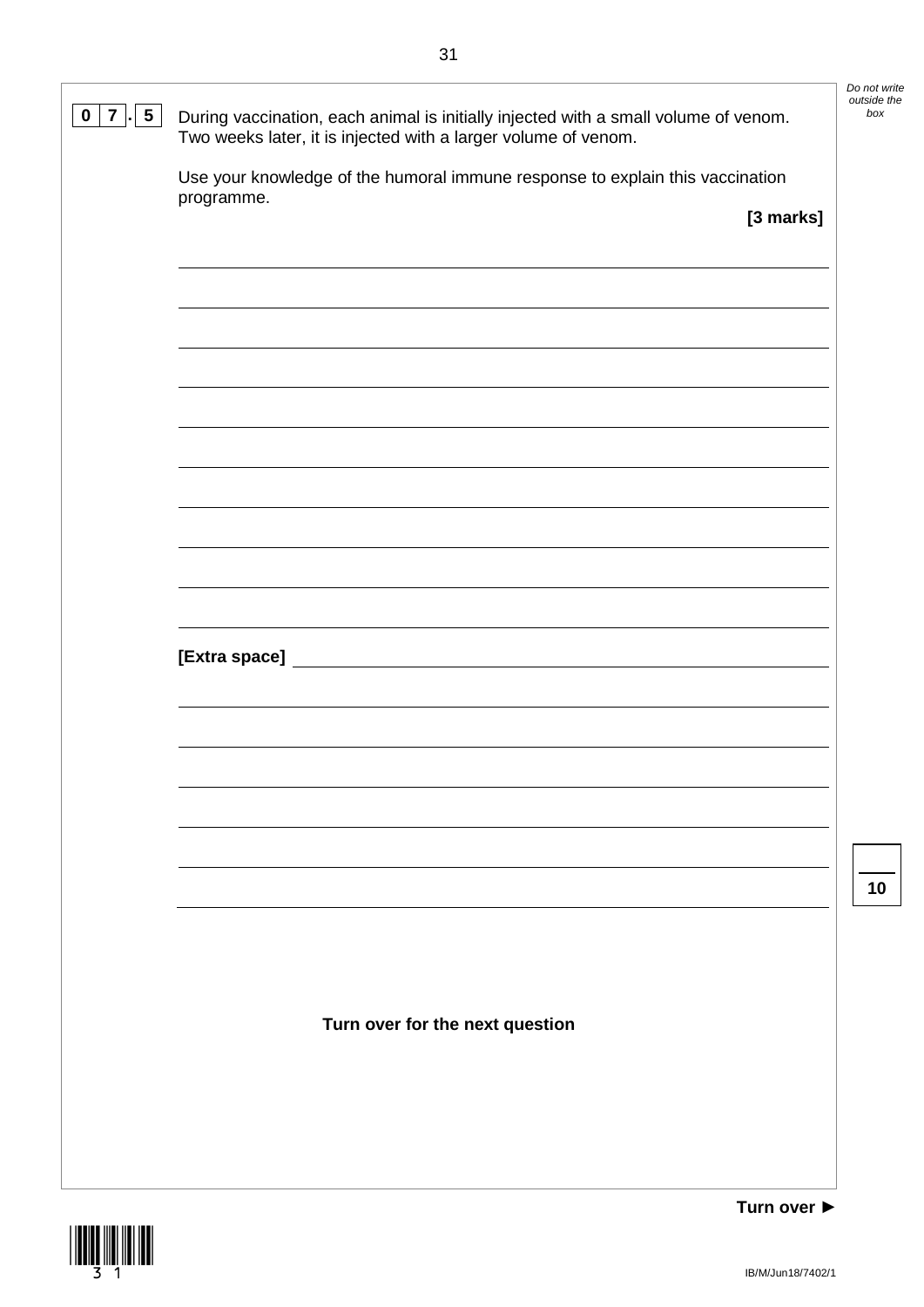**0 7 . 5** During vaccination, each animal is initially injected with a small volume of venom. Two weeks later, it is injected with a larger volume of venom.

Use your knowledge of the humoral immune response to explain this vaccination programme.

**[3 marks]**

[Extra space]

**Turn over for the next question**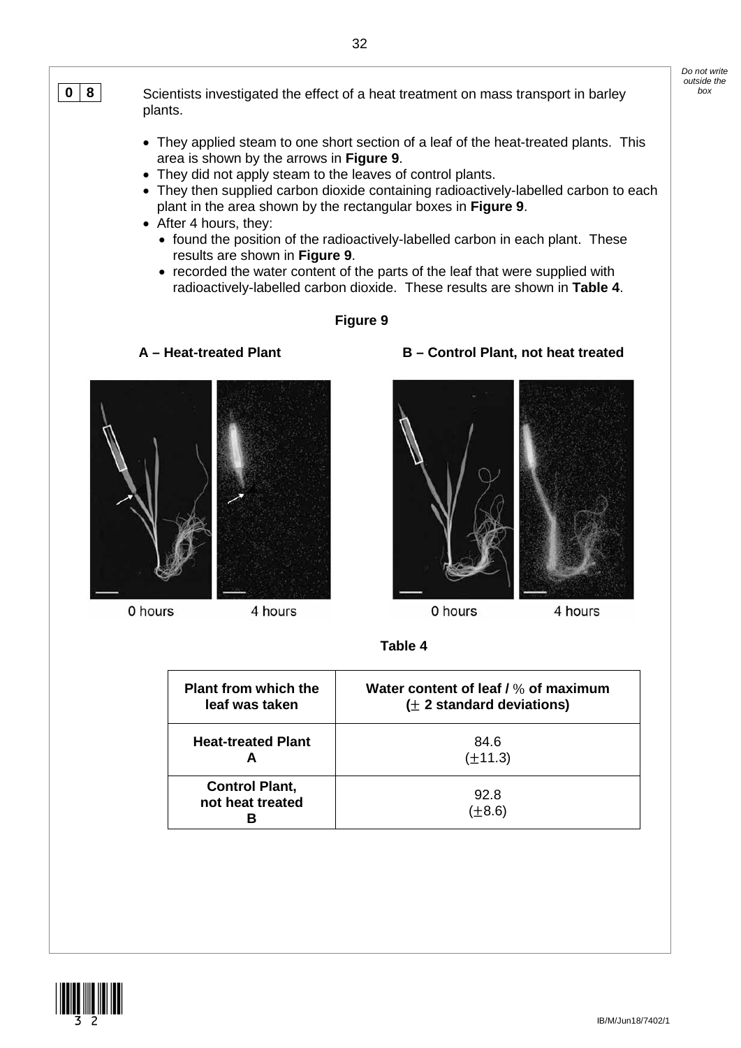**0 8** Scientists investigated the effect of a heat treatment on mass transport in barley plants.

- They applied steam to one short section of a leaf of the heat-treated plants. This area is shown by the arrows in **Figure 9**.
- They did not apply steam to the leaves of control plants.
- They then supplied carbon dioxide containing radioactively-labelled carbon to each plant in the area shown by the rectangular boxes in **Figure 9**.
- After 4 hours, they:
  - found the position of the radioactively-labelled carbon in each plant. These results are shown in **Figure 9**.
  - recorded the water content of the parts of the leaf that were supplied with radioactively-labelled carbon dioxide. These results are shown in **Table 4**.

**Figure 9**

**A – Heat-treated Plant** | **B – Control Plant, not heat treated**

0 hours | 4 hours | 0 hours | 4 hours

**Table 4**

| Plant from which the leaf was taken | Water content of leaf / % of maximum ($\pm$ 2 standard deviations) |
|---|---|
| **Heat-treated Plant A** | 84.6 ($\pm$11.3) |
| **Control Plant, not heat treated B** | 92.8 ($\pm$8.6) |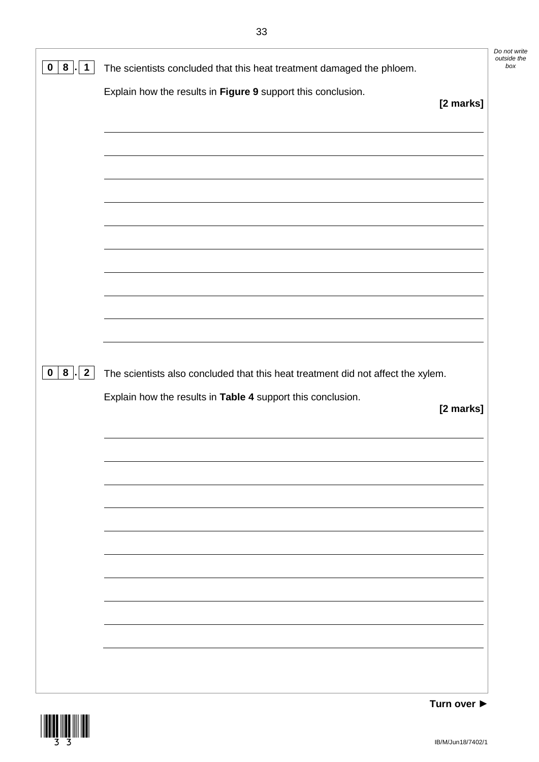**0 8 . 1** The scientists concluded that this heat treatment damaged the phloem.

Explain how the results in **Figure 9** support this conclusion.

**[2 marks]**

**0 8 . 2** The scientists also concluded that this heat treatment did not affect the xylem.

Explain how the results in **Table 4** support this conclusion.

**[2 marks]**

**Turn over ►**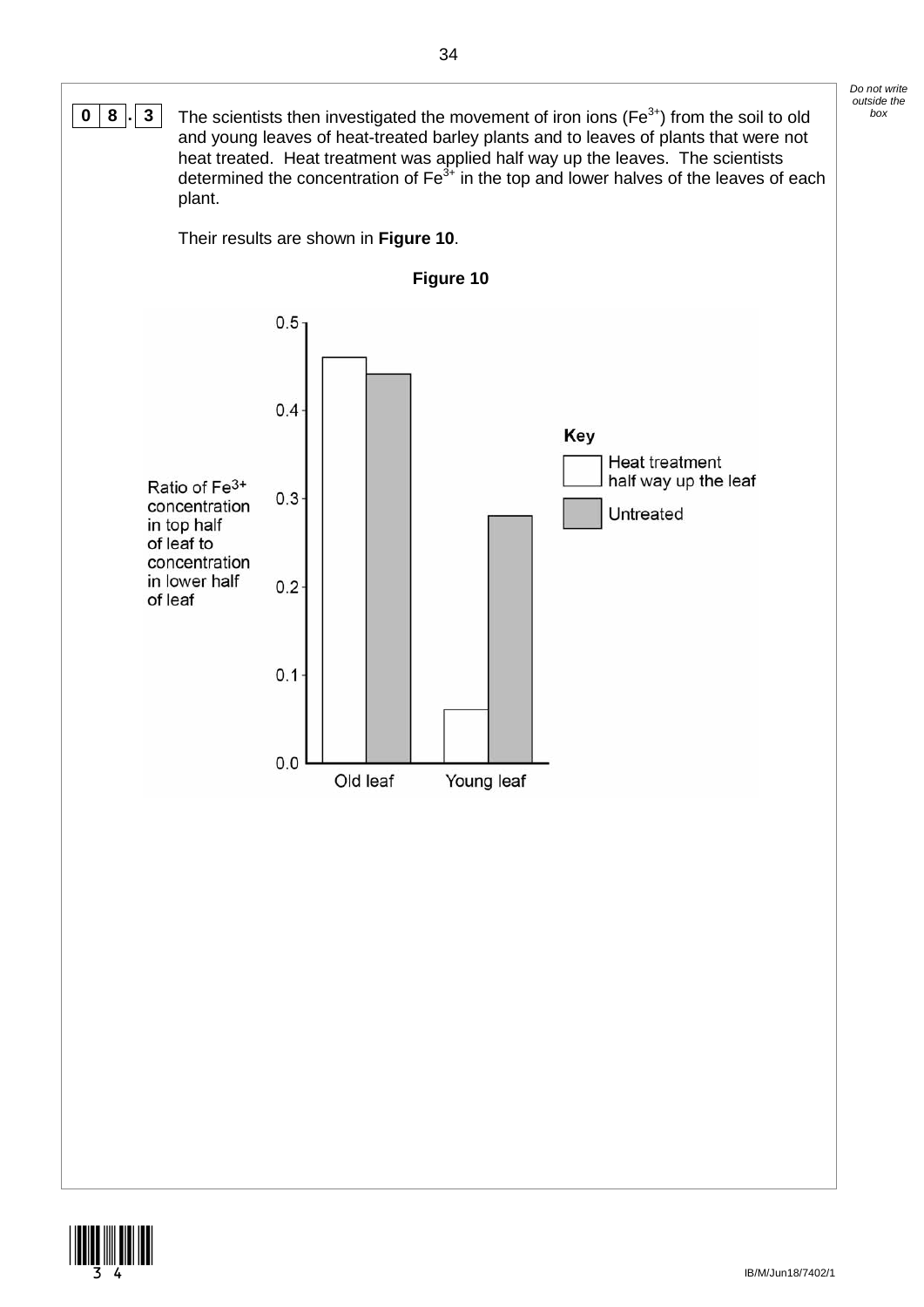**0 8 . 3** The scientists then investigated the movement of iron ions ($Fe^{3+}$) from the soil to old and young leaves of heat-treated barley plants and to leaves of plants that were not heat treated. Heat treatment was applied half way up the leaves. The scientists determined the concentration of $Fe^{3+}$ in the top and lower halves of the leaves of each plant.

Their results are shown in **Figure 10**.

**Figure 10**

Ratio of $Fe^{3+}$ concentration in top half of leaf to concentration in lower half of leaf

| | Heat treatment half way up the leaf | Untreated |
|---|---|---|
| Old leaf | 0.46 | 0.44 |
| Young leaf | 0.06 | 0.28 |

Key: Heat treatment half way up the leaf; Untreated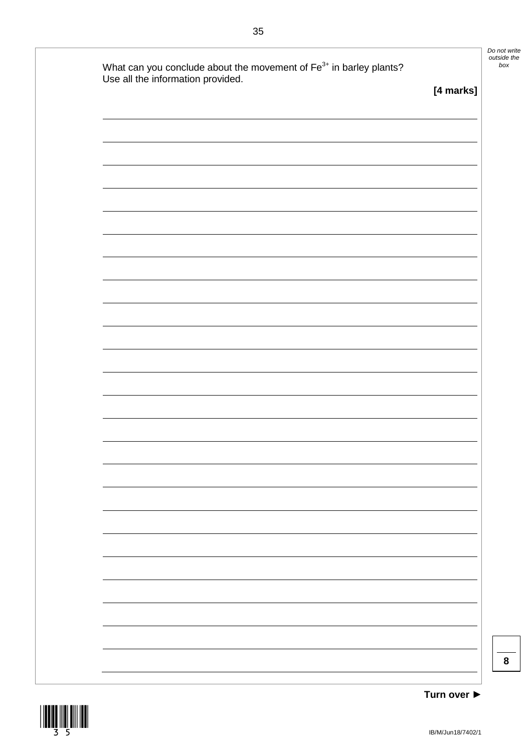What can you conclude about the movement of $Fe^{3+}$ in barley plants?
Use all the information provided.

**[4 marks]**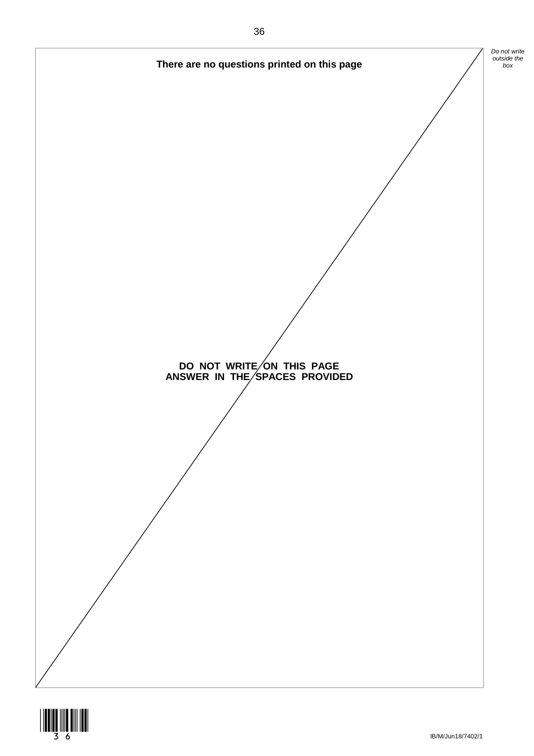**There are no questions printed on this page**

**DO NOT WRITE ON THIS PAGE**
**ANSWER IN THE SPACES PROVIDED**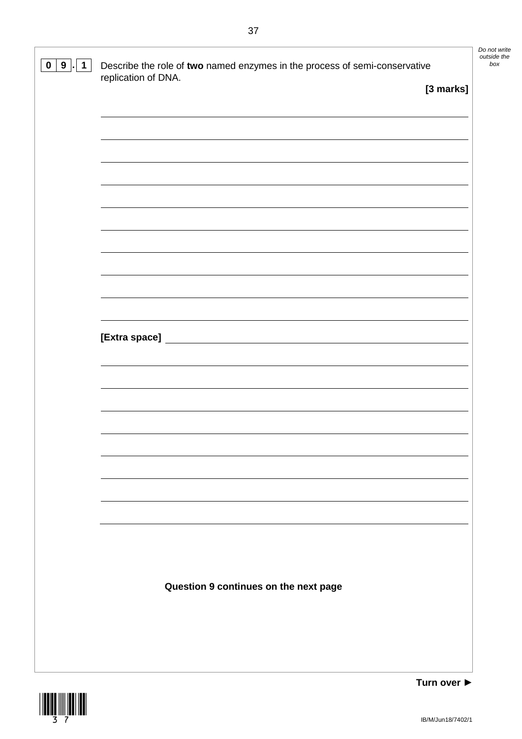**0 9 . 1** Describe the role of **two** named enzymes in the process of semi-conservative replication of DNA.

**[3 marks]**

**[Extra space]**

**Question 9 continues on the next page**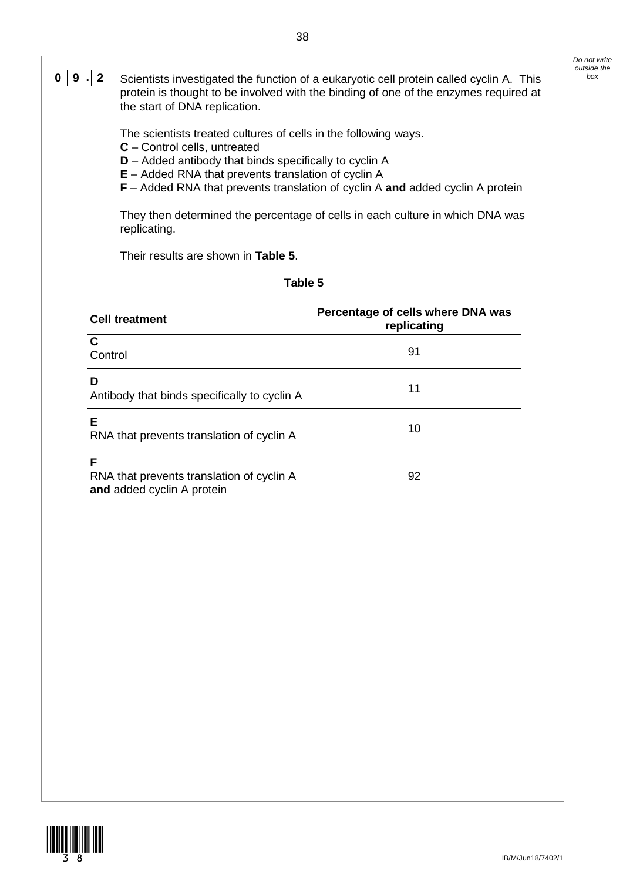**0 9 . 2** Scientists investigated the function of a eukaryotic cell protein called cyclin A. This protein is thought to be involved with the binding of one of the enzymes required at the start of DNA replication.

The scientists treated cultures of cells in the following ways.

**C** – Control cells, untreated
**D** – Added antibody that binds specifically to cyclin A
**E** – Added RNA that prevents translation of cyclin A
**F** – Added RNA that prevents translation of cyclin A **and** added cyclin A protein

They then determined the percentage of cells in each culture in which DNA was replicating.

Their results are shown in **Table 5**.

**Table 5**

| Cell treatment | Percentage of cells where DNA was replicating |
|---|---|
| **C** Control | 91 |
| **D** Antibody that binds specifically to cyclin A | 11 |
| **E** RNA that prevents translation of cyclin A | 10 |
| **F** RNA that prevents translation of cyclin A **and** added cyclin A protein | 92 |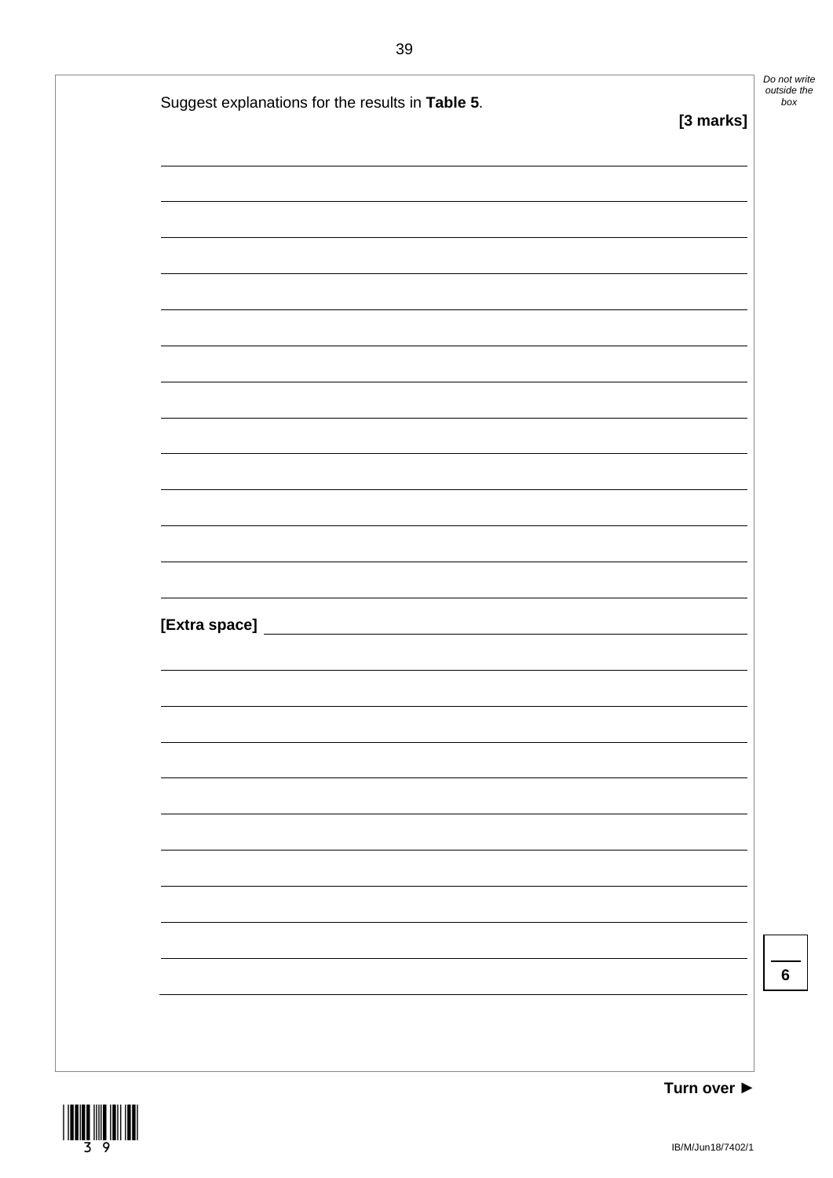Suggest explanations for the results in **Table 5**.

**[3 marks]**

**[Extra space]**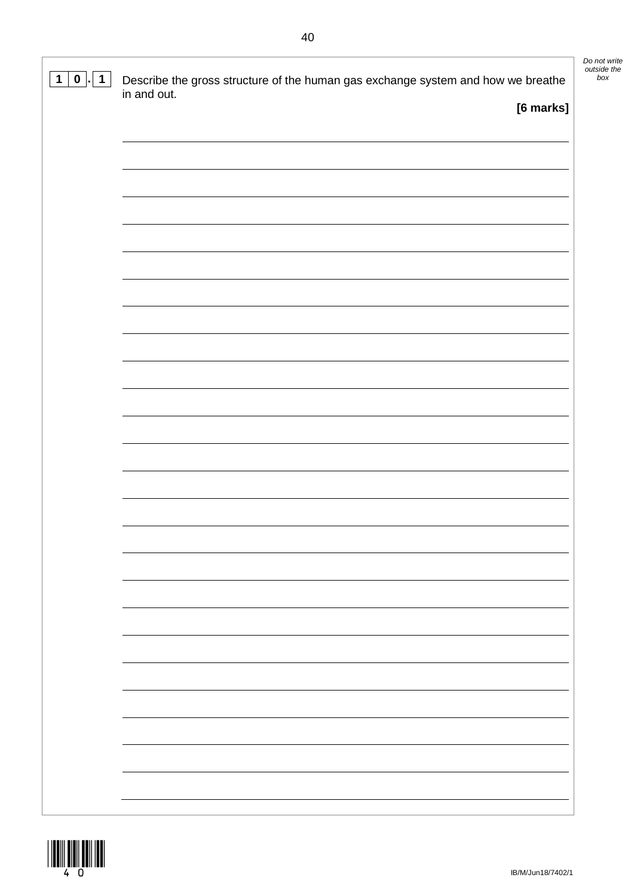**1 0 . 1** Describe the gross structure of the human gas exchange system and how we breathe in and out.

**[6 marks]**

*Do not write outside the box*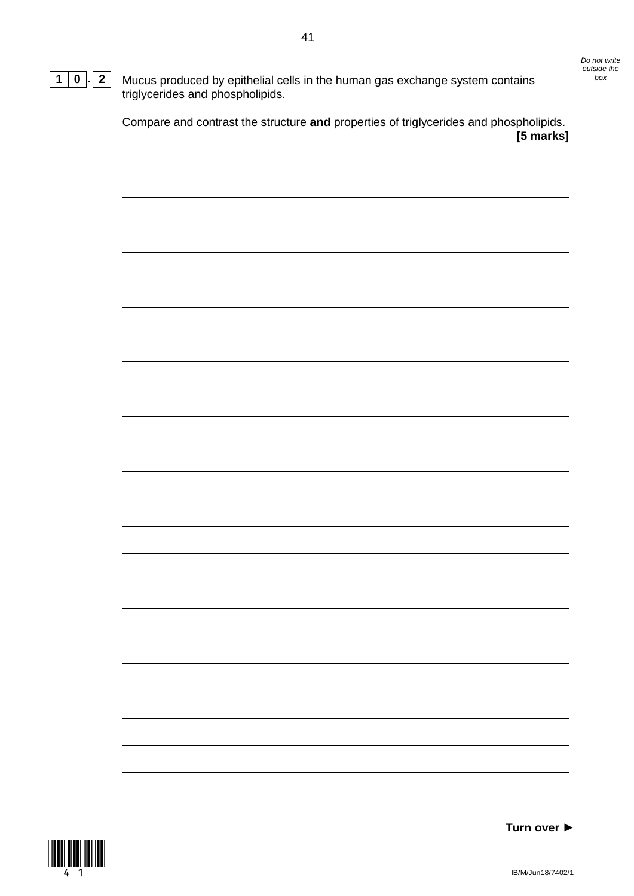**1 0 . 2** Mucus produced by epithelial cells in the human gas exchange system contains triglycerides and phospholipids.

Compare and contrast the structure **and** properties of triglycerides and phospholipids.

**[5 marks]**

_______________________________________________

_______________________________________________

_______________________________________________

_______________________________________________

_______________________________________________

_______________________________________________

_______________________________________________

_______________________________________________

_______________________________________________

_______________________________________________

_______________________________________________

_______________________________________________

_______________________________________________

_______________________________________________

_______________________________________________

_______________________________________________

_______________________________________________

_______________________________________________

_______________________________________________

_______________________________________________

_______________________________________________

_______________________________________________

_______________________________________________

_______________________________________________

**Turn over ►**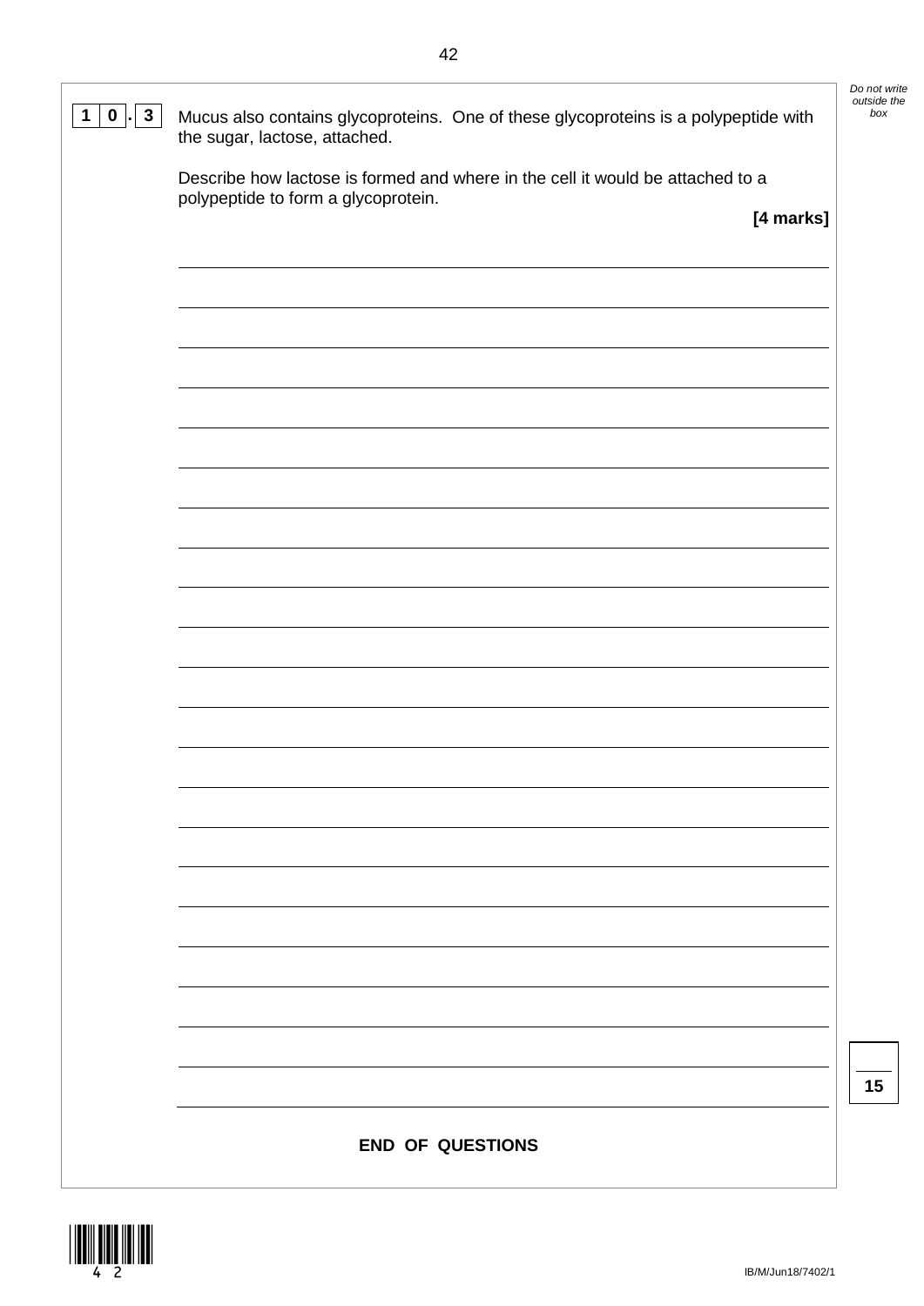**1 0 . 3** Mucus also contains glycoproteins. One of these glycoproteins is a polypeptide with the sugar, lactose, attached.

Describe how lactose is formed and where in the cell it would be attached to a polypeptide to form a glycoprotein.

**[4 marks]**

**END OF QUESTIONS**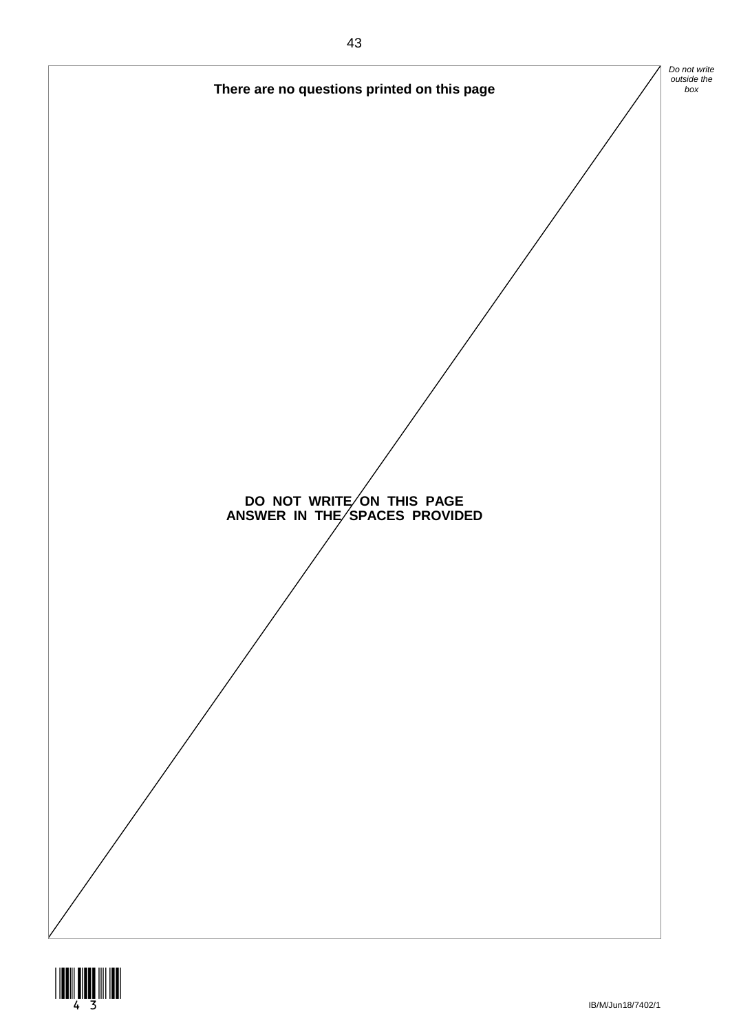**There are no questions printed on this page**

**DO NOT WRITE ON THIS PAGE**
**ANSWER IN THE SPACES PROVIDED**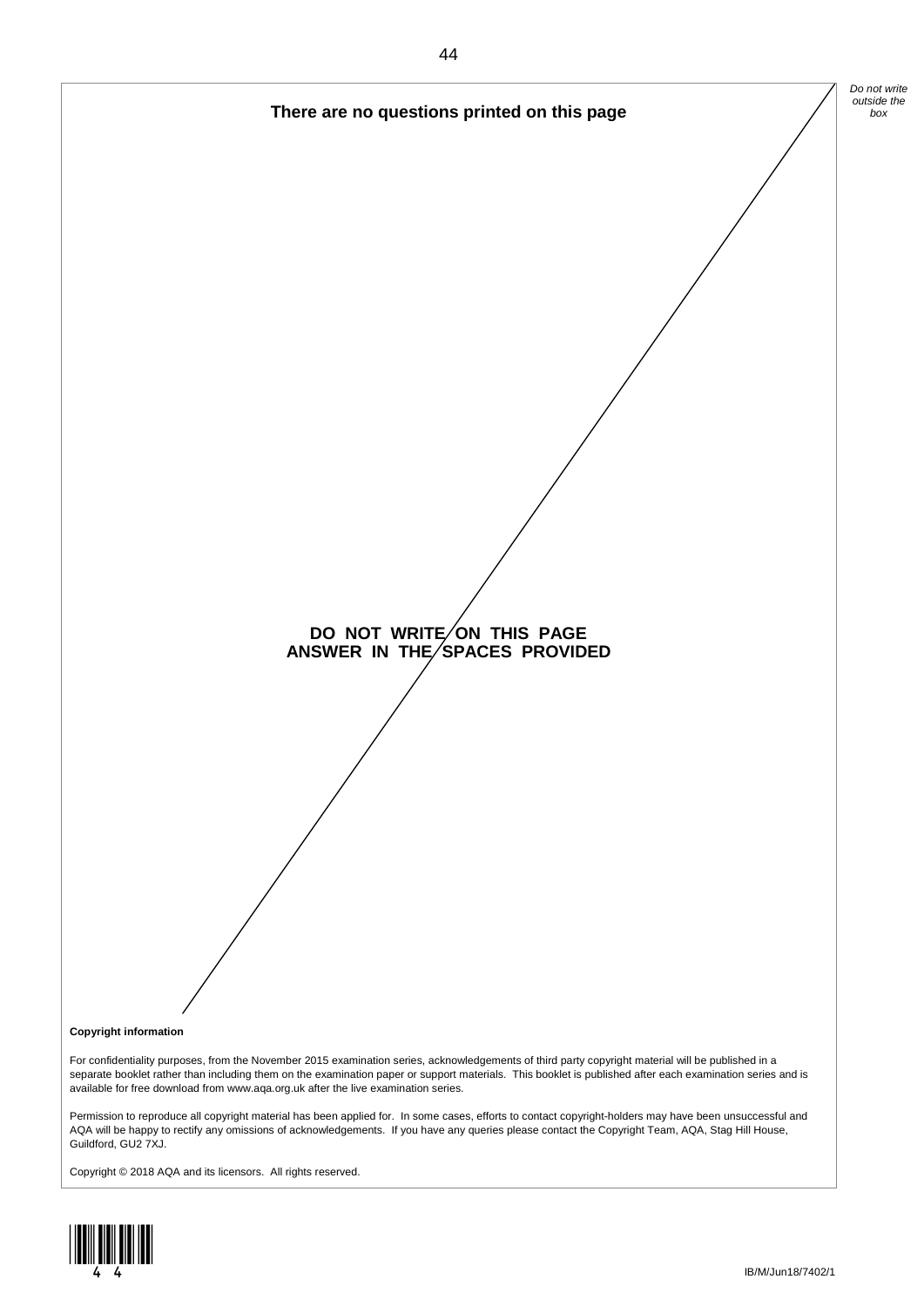**There are no questions printed on this page**

**DO NOT WRITE ON THIS PAGE**
**ANSWER IN THE SPACES PROVIDED**

**Copyright information**

For confidentiality purposes, from the November 2015 examination series, acknowledgements of third party copyright material will be published in a separate booklet rather than including them on the examination paper or support materials. This booklet is published after each examination series and is available for free download from www.aqa.org.uk after the live examination series.

Permission to reproduce all copyright material has been applied for. In some cases, efforts to contact copyright-holders may have been unsuccessful and AQA will be happy to rectify any omissions of acknowledgements. If you have any queries please contact the Copyright Team, AQA, Stag Hill House, Guildford, GU2 7XJ.

Copyright © 2018 AQA and its licensors. All rights reserved.